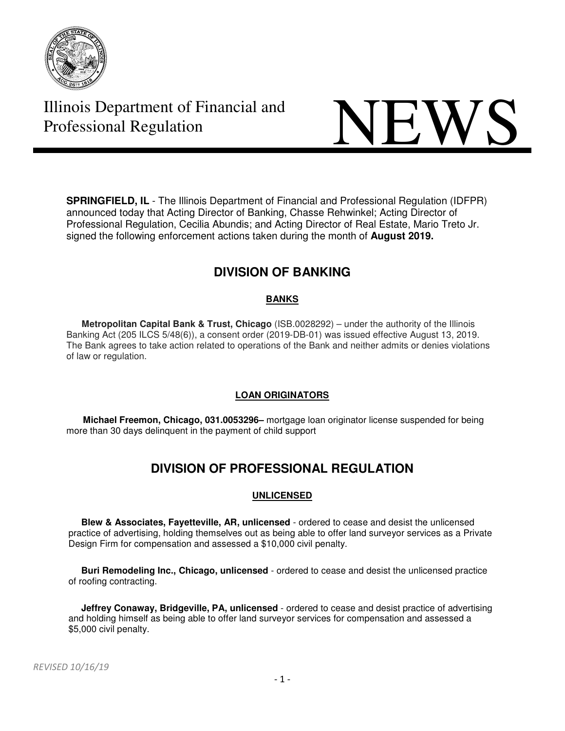Illinois Department of Financial and Professional Regulation

# NEWS

**SPRINGFIELD, IL** - The Illinois Department of Financial and Professional Regulation (IDFPR) announced today that Acting Director of Banking, Chasse Rehwinkel; Acting Director of Professional Regulation, Cecilia Abundis; and Acting Director of Real Estate, Mario Treto Jr. signed the following enforcement actions taken during the month of **August 2019.**

## DIVISION OF BANKING

### BANKS

**Metropolitan Capital Bank & Trust, Chicago** (ISB.0028292) – under the authority of the Illinois Banking Act (205 ILCS 5/48(6)), a consent order (2019-DB-01) was issued effective August 13, 2019. The Bank agrees to take action related to operations of the Bank and neither admits or denies violations of law or regulation.

### LOAN ORIGINATORS

**Michael Freemon, Chicago, 031.0053296–** mortgage loan originator license suspended for being more than 30 days delinquent in the payment of child support

## DIVISION OF PROFESSIONAL REGULATION

### UNLICENSED

**Blew & Associates, Fayetteville, AR, unlicensed** - ordered to cease and desist the unlicensed practice of advertising, holding themselves out as being able to offer land surveyor services as a Private Design Firm for compensation and assessed a $10,000 civil penalty.

**Buri Remodeling Inc., Chicago, unlicensed** - ordered to cease and desist the unlicensed practice of roofing contracting.

**Jeffrey Conaway, Bridgeville, PA, unlicensed** - ordered to cease and desist practice of advertising and holding himself as being able to offer land surveyor services for compensation and assessed a $5,000 civil penalty.

*REVISED 10/16/19*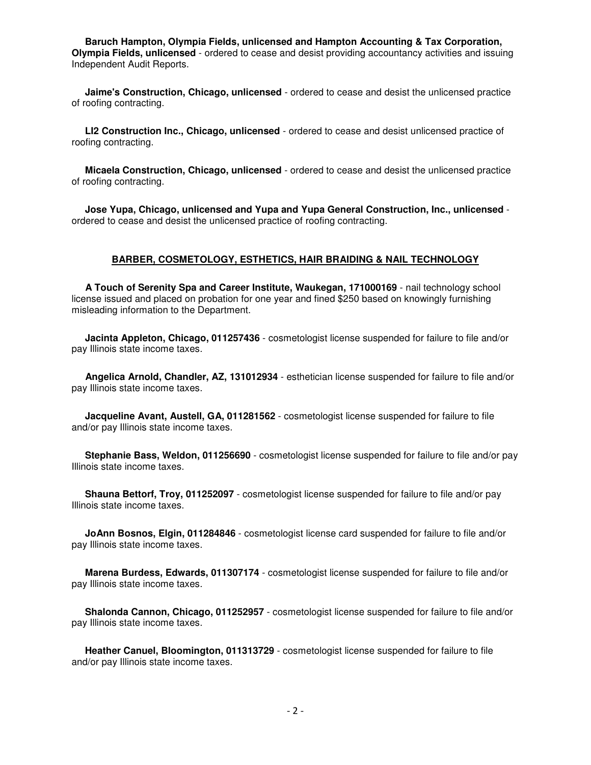**Baruch Hampton, Olympia Fields, unlicensed and Hampton Accounting & Tax Corporation, Olympia Fields, unlicensed** - ordered to cease and desist providing accountancy activities and issuing Independent Audit Reports.

**Jaime's Construction, Chicago, unlicensed** - ordered to cease and desist the unlicensed practice of roofing contracting.

**LI2 Construction Inc., Chicago, unlicensed** - ordered to cease and desist unlicensed practice of roofing contracting.

**Micaela Construction, Chicago, unlicensed** - ordered to cease and desist the unlicensed practice of roofing contracting.

**Jose Yupa, Chicago, unlicensed and Yupa and Yupa General Construction, Inc., unlicensed** - ordered to cease and desist the unlicensed practice of roofing contracting.

## BARBER, COSMETOLOGY, ESTHETICS, HAIR BRAIDING & NAIL TECHNOLOGY

**A Touch of Serenity Spa and Career Institute, Waukegan, 171000169** - nail technology school license issued and placed on probation for one year and fined $250 based on knowingly furnishing misleading information to the Department.

**Jacinta Appleton, Chicago, 011257436** - cosmetologist license suspended for failure to file and/or pay Illinois state income taxes.

**Angelica Arnold, Chandler, AZ, 131012934** - esthetician license suspended for failure to file and/or pay Illinois state income taxes.

**Jacqueline Avant, Austell, GA, 011281562** - cosmetologist license suspended for failure to file and/or pay Illinois state income taxes.

**Stephanie Bass, Weldon, 011256690** - cosmetologist license suspended for failure to file and/or pay Illinois state income taxes.

**Shauna Bettorf, Troy, 011252097** - cosmetologist license suspended for failure to file and/or pay Illinois state income taxes.

**JoAnn Bosnos, Elgin, 011284846** - cosmetologist license card suspended for failure to file and/or pay Illinois state income taxes.

**Marena Burdess, Edwards, 011307174** - cosmetologist license suspended for failure to file and/or pay Illinois state income taxes.

**Shalonda Cannon, Chicago, 011252957** - cosmetologist license suspended for failure to file and/or pay Illinois state income taxes.

**Heather Canuel, Bloomington, 011313729** - cosmetologist license suspended for failure to file and/or pay Illinois state income taxes.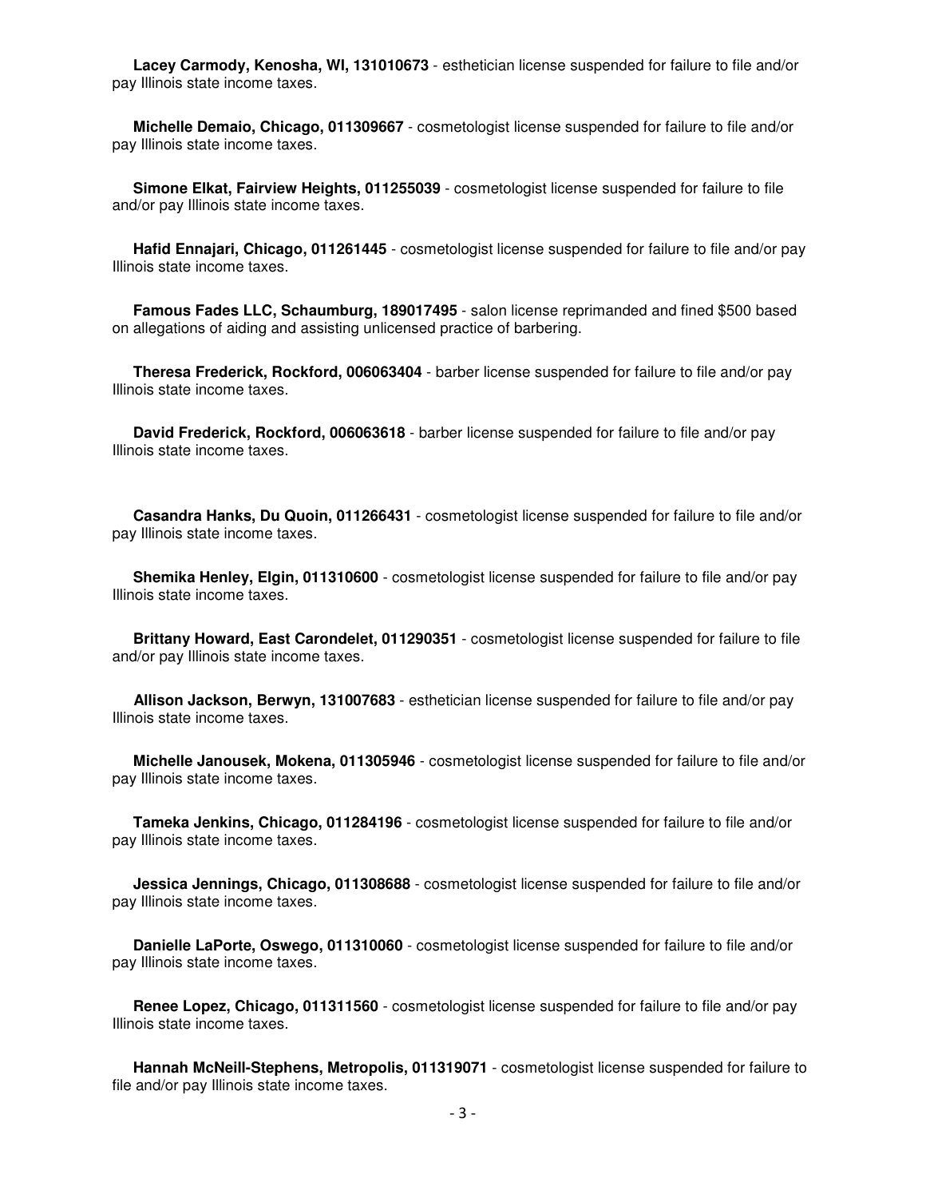**Lacey Carmody, Kenosha, WI, 131010673** - esthetician license suspended for failure to file and/or pay Illinois state income taxes.

**Michelle Demaio, Chicago, 011309667** - cosmetologist license suspended for failure to file and/or pay Illinois state income taxes.

**Simone Elkat, Fairview Heights, 011255039** - cosmetologist license suspended for failure to file and/or pay Illinois state income taxes.

**Hafid Ennajari, Chicago, 011261445** - cosmetologist license suspended for failure to file and/or pay Illinois state income taxes.

**Famous Fades LLC, Schaumburg, 189017495** - salon license reprimanded and fined $500 based on allegations of aiding and assisting unlicensed practice of barbering.

**Theresa Frederick, Rockford, 006063404** - barber license suspended for failure to file and/or pay Illinois state income taxes.

**David Frederick, Rockford, 006063618** - barber license suspended for failure to file and/or pay Illinois state income taxes.

**Casandra Hanks, Du Quoin, 011266431** - cosmetologist license suspended for failure to file and/or pay Illinois state income taxes.

**Shemika Henley, Elgin, 011310600** - cosmetologist license suspended for failure to file and/or pay Illinois state income taxes.

**Brittany Howard, East Carondelet, 011290351** - cosmetologist license suspended for failure to file and/or pay Illinois state income taxes.

**Allison Jackson, Berwyn, 131007683** - esthetician license suspended for failure to file and/or pay Illinois state income taxes.

**Michelle Janousek, Mokena, 011305946** - cosmetologist license suspended for failure to file and/or pay Illinois state income taxes.

**Tameka Jenkins, Chicago, 011284196** - cosmetologist license suspended for failure to file and/or pay Illinois state income taxes.

**Jessica Jennings, Chicago, 011308688** - cosmetologist license suspended for failure to file and/or pay Illinois state income taxes.

**Danielle LaPorte, Oswego, 011310060** - cosmetologist license suspended for failure to file and/or pay Illinois state income taxes.

**Renee Lopez, Chicago, 011311560** - cosmetologist license suspended for failure to file and/or pay Illinois state income taxes.

**Hannah McNeill-Stephens, Metropolis, 011319071** - cosmetologist license suspended for failure to file and/or pay Illinois state income taxes.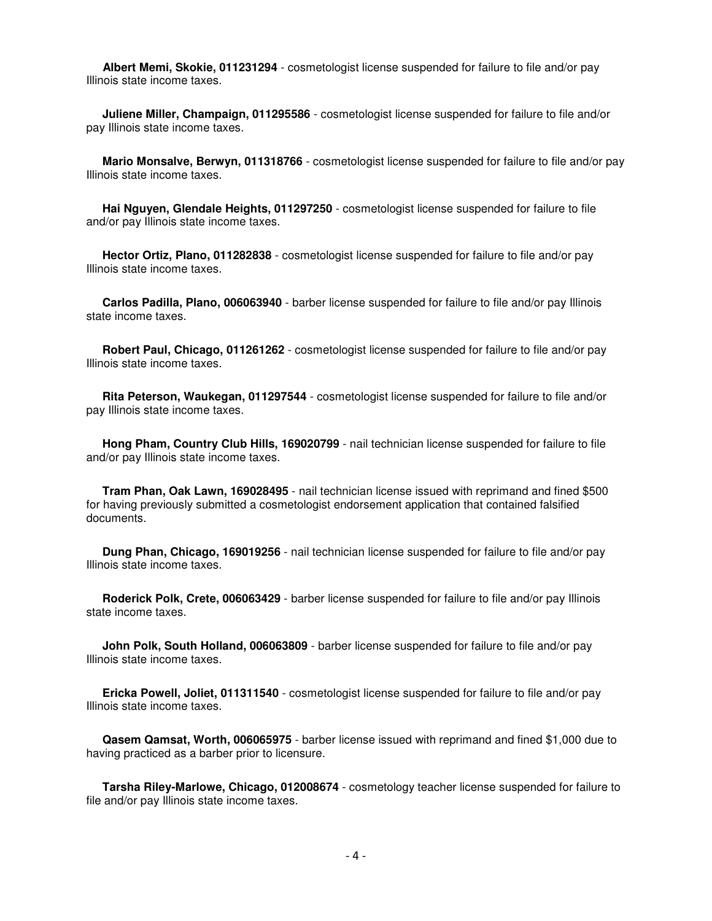**Albert Memi, Skokie, 011231294** - cosmetologist license suspended for failure to file and/or pay Illinois state income taxes.

**Juliene Miller, Champaign, 011295586** - cosmetologist license suspended for failure to file and/or pay Illinois state income taxes.

**Mario Monsalve, Berwyn, 011318766** - cosmetologist license suspended for failure to file and/or pay Illinois state income taxes.

**Hai Nguyen, Glendale Heights, 011297250** - cosmetologist license suspended for failure to file and/or pay Illinois state income taxes.

**Hector Ortiz, Plano, 011282838** - cosmetologist license suspended for failure to file and/or pay Illinois state income taxes.

**Carlos Padilla, Plano, 006063940** - barber license suspended for failure to file and/or pay Illinois state income taxes.

**Robert Paul, Chicago, 011261262** - cosmetologist license suspended for failure to file and/or pay Illinois state income taxes.

**Rita Peterson, Waukegan, 011297544** - cosmetologist license suspended for failure to file and/or pay Illinois state income taxes.

**Hong Pham, Country Club Hills, 169020799** - nail technician license suspended for failure to file and/or pay Illinois state income taxes.

**Tram Phan, Oak Lawn, 169028495** - nail technician license issued with reprimand and fined $500 for having previously submitted a cosmetologist endorsement application that contained falsified documents.

**Dung Phan, Chicago, 169019256** - nail technician license suspended for failure to file and/or pay Illinois state income taxes.

**Roderick Polk, Crete, 006063429** - barber license suspended for failure to file and/or pay Illinois state income taxes.

**John Polk, South Holland, 006063809** - barber license suspended for failure to file and/or pay Illinois state income taxes.

**Ericka Powell, Joliet, 011311540** - cosmetologist license suspended for failure to file and/or pay Illinois state income taxes.

**Qasem Qamsat, Worth, 006065975** - barber license issued with reprimand and fined $1,000 due to having practiced as a barber prior to licensure.

**Tarsha Riley-Marlowe, Chicago, 012008674** - cosmetology teacher license suspended for failure to file and/or pay Illinois state income taxes.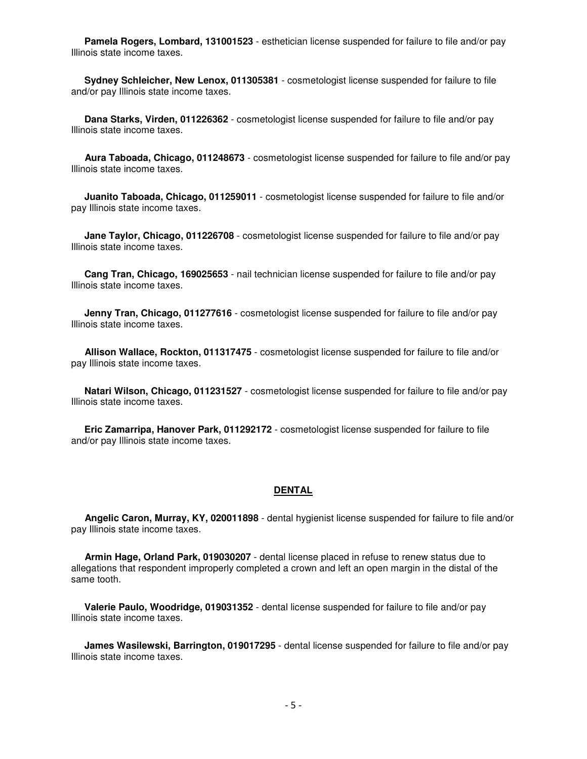**Pamela Rogers, Lombard, 131001523** - esthetician license suspended for failure to file and/or pay Illinois state income taxes.

**Sydney Schleicher, New Lenox, 011305381** - cosmetologist license suspended for failure to file and/or pay Illinois state income taxes.

**Dana Starks, Virden, 011226362** - cosmetologist license suspended for failure to file and/or pay Illinois state income taxes.

**Aura Taboada, Chicago, 011248673** - cosmetologist license suspended for failure to file and/or pay Illinois state income taxes.

**Juanito Taboada, Chicago, 011259011** - cosmetologist license suspended for failure to file and/or pay Illinois state income taxes.

**Jane Taylor, Chicago, 011226708** - cosmetologist license suspended for failure to file and/or pay Illinois state income taxes.

**Cang Tran, Chicago, 169025653** - nail technician license suspended for failure to file and/or pay Illinois state income taxes.

**Jenny Tran, Chicago, 011277616** - cosmetologist license suspended for failure to file and/or pay Illinois state income taxes.

**Allison Wallace, Rockton, 011317475** - cosmetologist license suspended for failure to file and/or pay Illinois state income taxes.

**Natari Wilson, Chicago, 011231527** - cosmetologist license suspended for failure to file and/or pay Illinois state income taxes.

**Eric Zamarripa, Hanover Park, 011292172** - cosmetologist license suspended for failure to file and/or pay Illinois state income taxes.

## DENTAL

**Angelic Caron, Murray, KY, 020011898** - dental hygienist license suspended for failure to file and/or pay Illinois state income taxes.

**Armin Hage, Orland Park, 019030207** - dental license placed in refuse to renew status due to allegations that respondent improperly completed a crown and left an open margin in the distal of the same tooth.

**Valerie Paulo, Woodridge, 019031352** - dental license suspended for failure to file and/or pay Illinois state income taxes.

**James Wasilewski, Barrington, 019017295** - dental license suspended for failure to file and/or pay Illinois state income taxes.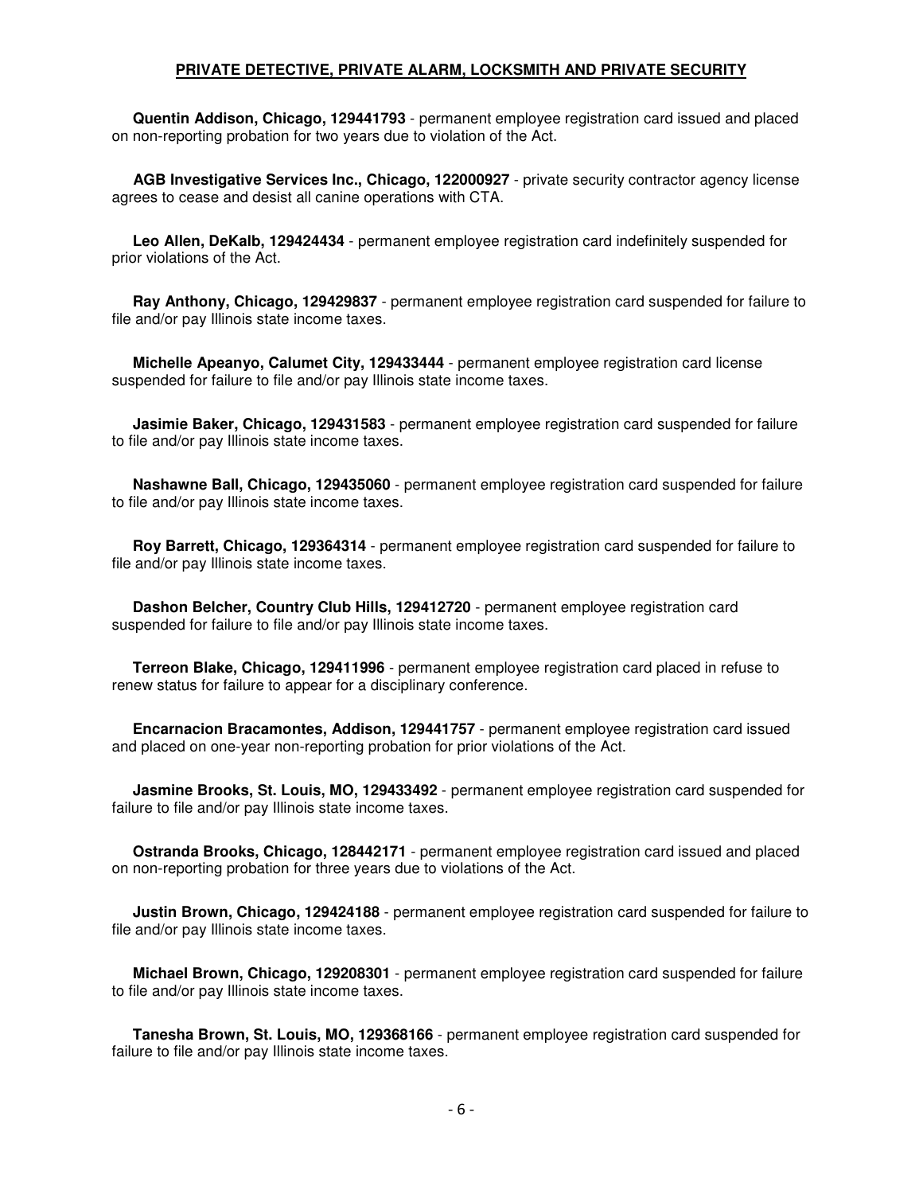## PRIVATE DETECTIVE, PRIVATE ALARM, LOCKSMITH AND PRIVATE SECURITY

**Quentin Addison, Chicago, 129441793** - permanent employee registration card issued and placed on non-reporting probation for two years due to violation of the Act.

**AGB Investigative Services Inc., Chicago, 122000927** - private security contractor agency license agrees to cease and desist all canine operations with CTA.

**Leo Allen, DeKalb, 129424434** - permanent employee registration card indefinitely suspended for prior violations of the Act.

**Ray Anthony, Chicago, 129429837** - permanent employee registration card suspended for failure to file and/or pay Illinois state income taxes.

**Michelle Apeanyo, Calumet City, 129433444** - permanent employee registration card license suspended for failure to file and/or pay Illinois state income taxes.

**Jasimie Baker, Chicago, 129431583** - permanent employee registration card suspended for failure to file and/or pay Illinois state income taxes.

**Nashawne Ball, Chicago, 129435060** - permanent employee registration card suspended for failure to file and/or pay Illinois state income taxes.

**Roy Barrett, Chicago, 129364314** - permanent employee registration card suspended for failure to file and/or pay Illinois state income taxes.

**Dashon Belcher, Country Club Hills, 129412720** - permanent employee registration card suspended for failure to file and/or pay Illinois state income taxes.

**Terreon Blake, Chicago, 129411996** - permanent employee registration card placed in refuse to renew status for failure to appear for a disciplinary conference.

**Encarnacion Bracamontes, Addison, 129441757** - permanent employee registration card issued and placed on one-year non-reporting probation for prior violations of the Act.

**Jasmine Brooks, St. Louis, MO, 129433492** - permanent employee registration card suspended for failure to file and/or pay Illinois state income taxes.

**Ostranda Brooks, Chicago, 128442171** - permanent employee registration card issued and placed on non-reporting probation for three years due to violations of the Act.

**Justin Brown, Chicago, 129424188** - permanent employee registration card suspended for failure to file and/or pay Illinois state income taxes.

**Michael Brown, Chicago, 129208301** - permanent employee registration card suspended for failure to file and/or pay Illinois state income taxes.

**Tanesha Brown, St. Louis, MO, 129368166** - permanent employee registration card suspended for failure to file and/or pay Illinois state income taxes.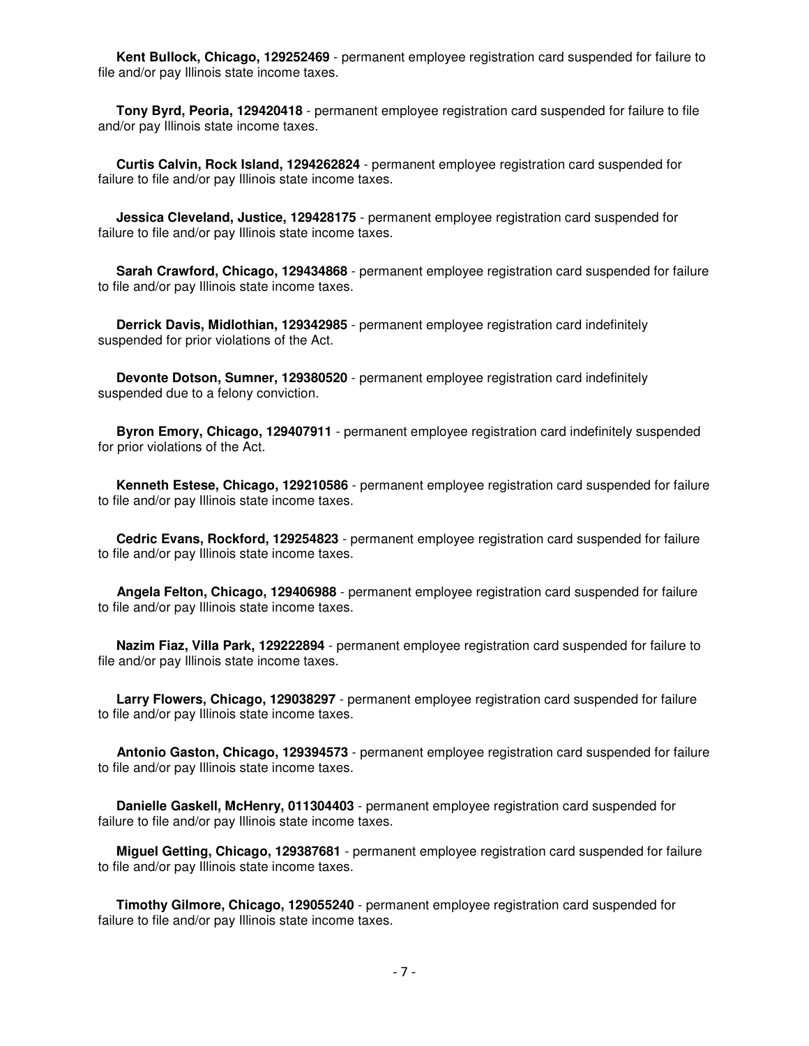**Kent Bullock, Chicago, 129252469** - permanent employee registration card suspended for failure to file and/or pay Illinois state income taxes.

**Tony Byrd, Peoria, 129420418** - permanent employee registration card suspended for failure to file and/or pay Illinois state income taxes.

**Curtis Calvin, Rock Island, 1294262824** - permanent employee registration card suspended for failure to file and/or pay Illinois state income taxes.

**Jessica Cleveland, Justice, 129428175** - permanent employee registration card suspended for failure to file and/or pay Illinois state income taxes.

**Sarah Crawford, Chicago, 129434868** - permanent employee registration card suspended for failure to file and/or pay Illinois state income taxes.

**Derrick Davis, Midlothian, 129342985** - permanent employee registration card indefinitely suspended for prior violations of the Act.

**Devonte Dotson, Sumner, 129380520** - permanent employee registration card indefinitely suspended due to a felony conviction.

**Byron Emory, Chicago, 129407911** - permanent employee registration card indefinitely suspended for prior violations of the Act.

**Kenneth Estese, Chicago, 129210586** - permanent employee registration card suspended for failure to file and/or pay Illinois state income taxes.

**Cedric Evans, Rockford, 129254823** - permanent employee registration card suspended for failure to file and/or pay Illinois state income taxes.

**Angela Felton, Chicago, 129406988** - permanent employee registration card suspended for failure to file and/or pay Illinois state income taxes.

**Nazim Fiaz, Villa Park, 129222894** - permanent employee registration card suspended for failure to file and/or pay Illinois state income taxes.

**Larry Flowers, Chicago, 129038297** - permanent employee registration card suspended for failure to file and/or pay Illinois state income taxes.

**Antonio Gaston, Chicago, 129394573** - permanent employee registration card suspended for failure to file and/or pay Illinois state income taxes.

**Danielle Gaskell, McHenry, 011304403** - permanent employee registration card suspended for failure to file and/or pay Illinois state income taxes.

**Miguel Getting, Chicago, 129387681** - permanent employee registration card suspended for failure to file and/or pay Illinois state income taxes.

**Timothy Gilmore, Chicago, 129055240** - permanent employee registration card suspended for failure to file and/or pay Illinois state income taxes.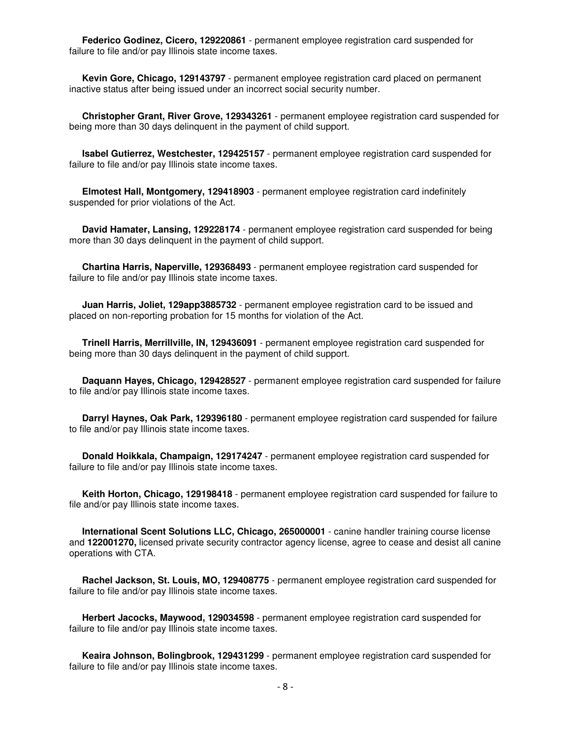**Federico Godinez, Cicero, 129220861** - permanent employee registration card suspended for failure to file and/or pay Illinois state income taxes.

**Kevin Gore, Chicago, 129143797** - permanent employee registration card placed on permanent inactive status after being issued under an incorrect social security number.

**Christopher Grant, River Grove, 129343261** - permanent employee registration card suspended for being more than 30 days delinquent in the payment of child support.

**Isabel Gutierrez, Westchester, 129425157** - permanent employee registration card suspended for failure to file and/or pay Illinois state income taxes.

**Elmotest Hall, Montgomery, 129418903** - permanent employee registration card indefinitely suspended for prior violations of the Act.

**David Hamater, Lansing, 129228174** - permanent employee registration card suspended for being more than 30 days delinquent in the payment of child support.

**Chartina Harris, Naperville, 129368493** - permanent employee registration card suspended for failure to file and/or pay Illinois state income taxes.

**Juan Harris, Joliet, 129app3885732** - permanent employee registration card to be issued and placed on non-reporting probation for 15 months for violation of the Act.

**Trinell Harris, Merrillville, IN, 129436091** - permanent employee registration card suspended for being more than 30 days delinquent in the payment of child support.

**Daquann Hayes, Chicago, 129428527** - permanent employee registration card suspended for failure to file and/or pay Illinois state income taxes.

**Darryl Haynes, Oak Park, 129396180** - permanent employee registration card suspended for failure to file and/or pay Illinois state income taxes.

**Donald Hoikkala, Champaign, 129174247** - permanent employee registration card suspended for failure to file and/or pay Illinois state income taxes.

**Keith Horton, Chicago, 129198418** - permanent employee registration card suspended for failure to file and/or pay Illinois state income taxes.

**International Scent Solutions LLC, Chicago, 265000001** - canine handler training course license and **122001270,** licensed private security contractor agency license, agree to cease and desist all canine operations with CTA.

**Rachel Jackson, St. Louis, MO, 129408775** - permanent employee registration card suspended for failure to file and/or pay Illinois state income taxes.

**Herbert Jacocks, Maywood, 129034598** - permanent employee registration card suspended for failure to file and/or pay Illinois state income taxes.

**Keaira Johnson, Bolingbrook, 129431299** - permanent employee registration card suspended for failure to file and/or pay Illinois state income taxes.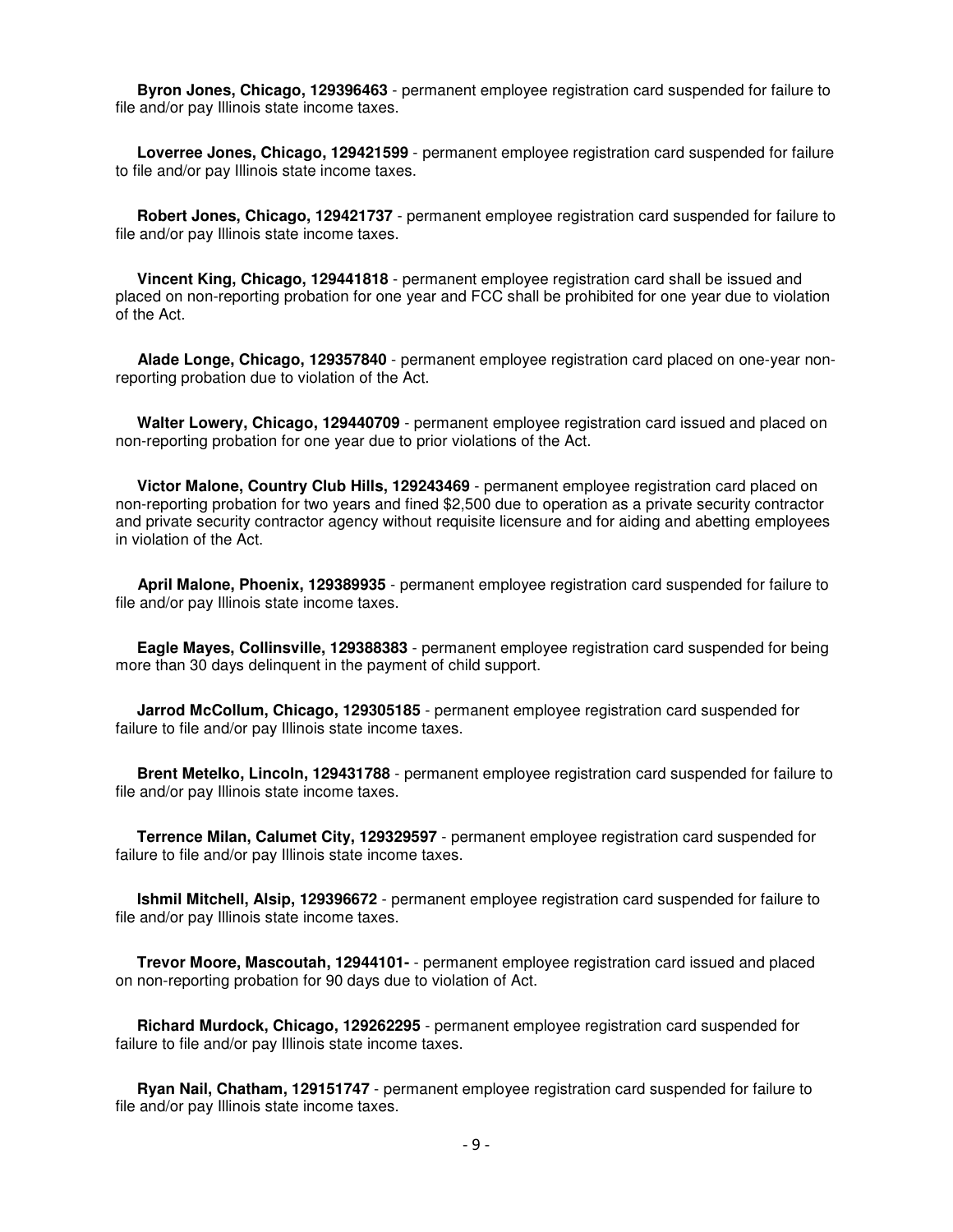**Byron Jones, Chicago, 129396463** - permanent employee registration card suspended for failure to file and/or pay Illinois state income taxes.

**Loverree Jones, Chicago, 129421599** - permanent employee registration card suspended for failure to file and/or pay Illinois state income taxes.

**Robert Jones, Chicago, 129421737** - permanent employee registration card suspended for failure to file and/or pay Illinois state income taxes.

**Vincent King, Chicago, 129441818** - permanent employee registration card shall be issued and placed on non-reporting probation for one year and FCC shall be prohibited for one year due to violation of the Act.

**Alade Longe, Chicago, 129357840** - permanent employee registration card placed on one-year non-reporting probation due to violation of the Act.

**Walter Lowery, Chicago, 129440709** - permanent employee registration card issued and placed on non-reporting probation for one year due to prior violations of the Act.

**Victor Malone, Country Club Hills, 129243469** - permanent employee registration card placed on non-reporting probation for two years and fined $2,500 due to operation as a private security contractor and private security contractor agency without requisite licensure and for aiding and abetting employees in violation of the Act.

**April Malone, Phoenix, 129389935** - permanent employee registration card suspended for failure to file and/or pay Illinois state income taxes.

**Eagle Mayes, Collinsville, 129388383** - permanent employee registration card suspended for being more than 30 days delinquent in the payment of child support.

**Jarrod McCollum, Chicago, 129305185** - permanent employee registration card suspended for failure to file and/or pay Illinois state income taxes.

**Brent Metelko, Lincoln, 129431788** - permanent employee registration card suspended for failure to file and/or pay Illinois state income taxes.

**Terrence Milan, Calumet City, 129329597** - permanent employee registration card suspended for failure to file and/or pay Illinois state income taxes.

**Ishmil Mitchell, Alsip, 129396672** - permanent employee registration card suspended for failure to file and/or pay Illinois state income taxes.

**Trevor Moore, Mascoutah, 12944101-** - permanent employee registration card issued and placed on non-reporting probation for 90 days due to violation of Act.

**Richard Murdock, Chicago, 129262295** - permanent employee registration card suspended for failure to file and/or pay Illinois state income taxes.

**Ryan Nail, Chatham, 129151747** - permanent employee registration card suspended for failure to file and/or pay Illinois state income taxes.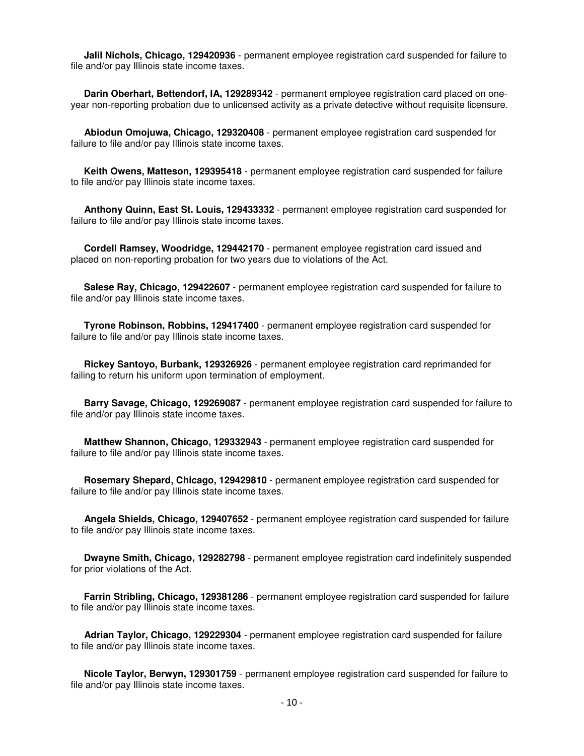**Jalil Nichols, Chicago, 129420936** - permanent employee registration card suspended for failure to file and/or pay Illinois state income taxes.

**Darin Oberhart, Bettendorf, IA, 129289342** - permanent employee registration card placed on one-year non-reporting probation due to unlicensed activity as a private detective without requisite licensure.

**Abiodun Omojuwa, Chicago, 129320408** - permanent employee registration card suspended for failure to file and/or pay Illinois state income taxes.

**Keith Owens, Matteson, 129395418** - permanent employee registration card suspended for failure to file and/or pay Illinois state income taxes.

**Anthony Quinn, East St. Louis, 129433332** - permanent employee registration card suspended for failure to file and/or pay Illinois state income taxes.

**Cordell Ramsey, Woodridge, 129442170** - permanent employee registration card issued and placed on non-reporting probation for two years due to violations of the Act.

**Salese Ray, Chicago, 129422607** - permanent employee registration card suspended for failure to file and/or pay Illinois state income taxes.

**Tyrone Robinson, Robbins, 129417400** - permanent employee registration card suspended for failure to file and/or pay Illinois state income taxes.

**Rickey Santoyo, Burbank, 129326926** - permanent employee registration card reprimanded for failing to return his uniform upon termination of employment.

**Barry Savage, Chicago, 129269087** - permanent employee registration card suspended for failure to file and/or pay Illinois state income taxes.

**Matthew Shannon, Chicago, 129332943** - permanent employee registration card suspended for failure to file and/or pay Illinois state income taxes.

**Rosemary Shepard, Chicago, 129429810** - permanent employee registration card suspended for failure to file and/or pay Illinois state income taxes.

**Angela Shields, Chicago, 129407652** - permanent employee registration card suspended for failure to file and/or pay Illinois state income taxes.

**Dwayne Smith, Chicago, 129282798** - permanent employee registration card indefinitely suspended for prior violations of the Act.

**Farrin Stribling, Chicago, 129381286** - permanent employee registration card suspended for failure to file and/or pay Illinois state income taxes.

**Adrian Taylor, Chicago, 129229304** - permanent employee registration card suspended for failure to file and/or pay Illinois state income taxes.

**Nicole Taylor, Berwyn, 129301759** - permanent employee registration card suspended for failure to file and/or pay Illinois state income taxes.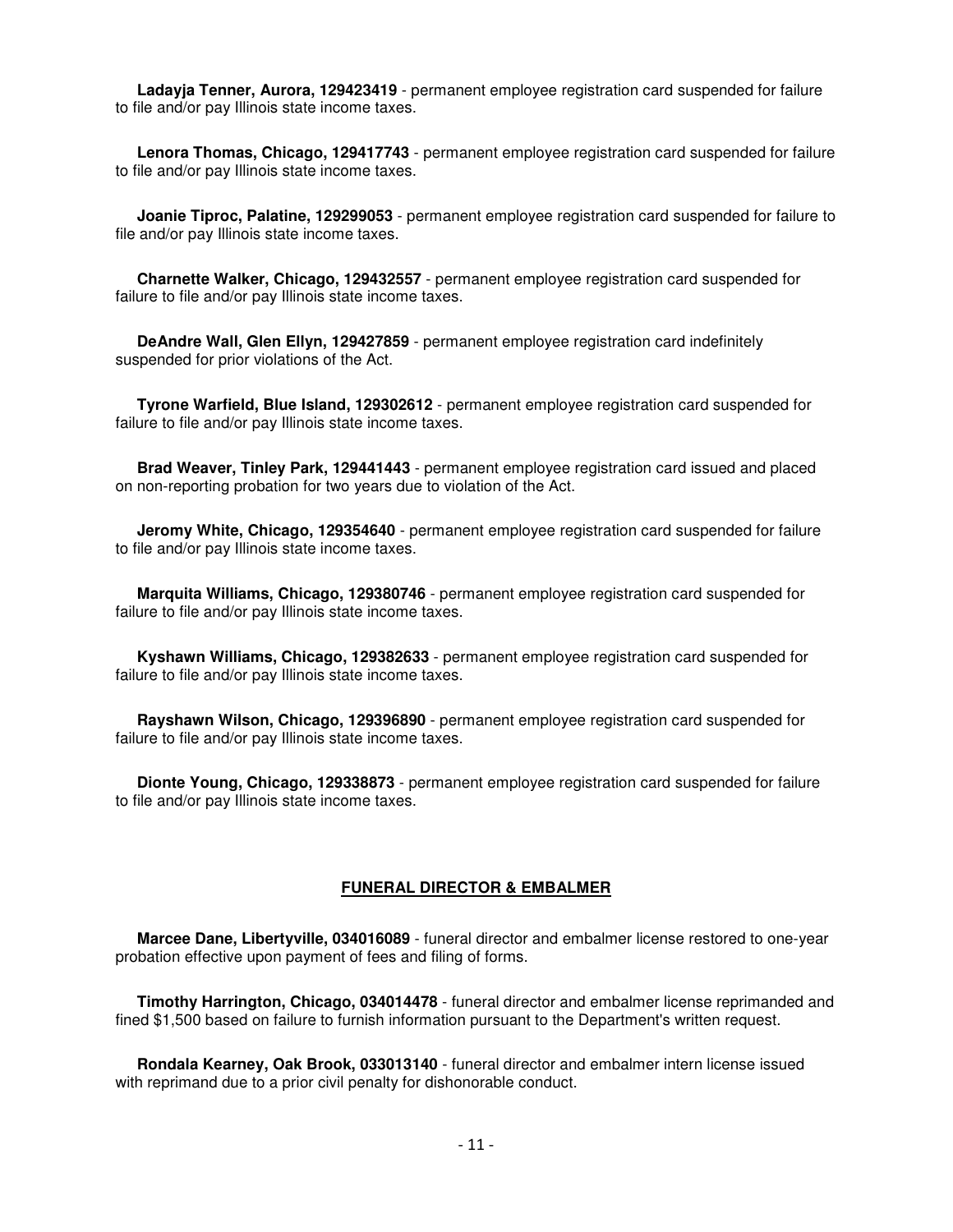**Ladayja Tenner, Aurora, 129423419** - permanent employee registration card suspended for failure to file and/or pay Illinois state income taxes.

**Lenora Thomas, Chicago, 129417743** - permanent employee registration card suspended for failure to file and/or pay Illinois state income taxes.

**Joanie Tiproc, Palatine, 129299053** - permanent employee registration card suspended for failure to file and/or pay Illinois state income taxes.

**Charnette Walker, Chicago, 129432557** - permanent employee registration card suspended for failure to file and/or pay Illinois state income taxes.

**DeAndre Wall, Glen Ellyn, 129427859** - permanent employee registration card indefinitely suspended for prior violations of the Act.

**Tyrone Warfield, Blue Island, 129302612** - permanent employee registration card suspended for failure to file and/or pay Illinois state income taxes.

**Brad Weaver, Tinley Park, 129441443** - permanent employee registration card issued and placed on non-reporting probation for two years due to violation of the Act.

**Jeromy White, Chicago, 129354640** - permanent employee registration card suspended for failure to file and/or pay Illinois state income taxes.

**Marquita Williams, Chicago, 129380746** - permanent employee registration card suspended for failure to file and/or pay Illinois state income taxes.

**Kyshawn Williams, Chicago, 129382633** - permanent employee registration card suspended for failure to file and/or pay Illinois state income taxes.

**Rayshawn Wilson, Chicago, 129396890** - permanent employee registration card suspended for failure to file and/or pay Illinois state income taxes.

**Dionte Young, Chicago, 129338873** - permanent employee registration card suspended for failure to file and/or pay Illinois state income taxes.

## FUNERAL DIRECTOR & EMBALMER

**Marcee Dane, Libertyville, 034016089** - funeral director and embalmer license restored to one-year probation effective upon payment of fees and filing of forms.

**Timothy Harrington, Chicago, 034014478** - funeral director and embalmer license reprimanded and fined $1,500 based on failure to furnish information pursuant to the Department's written request.

**Rondala Kearney, Oak Brook, 033013140** - funeral director and embalmer intern license issued with reprimand due to a prior civil penalty for dishonorable conduct.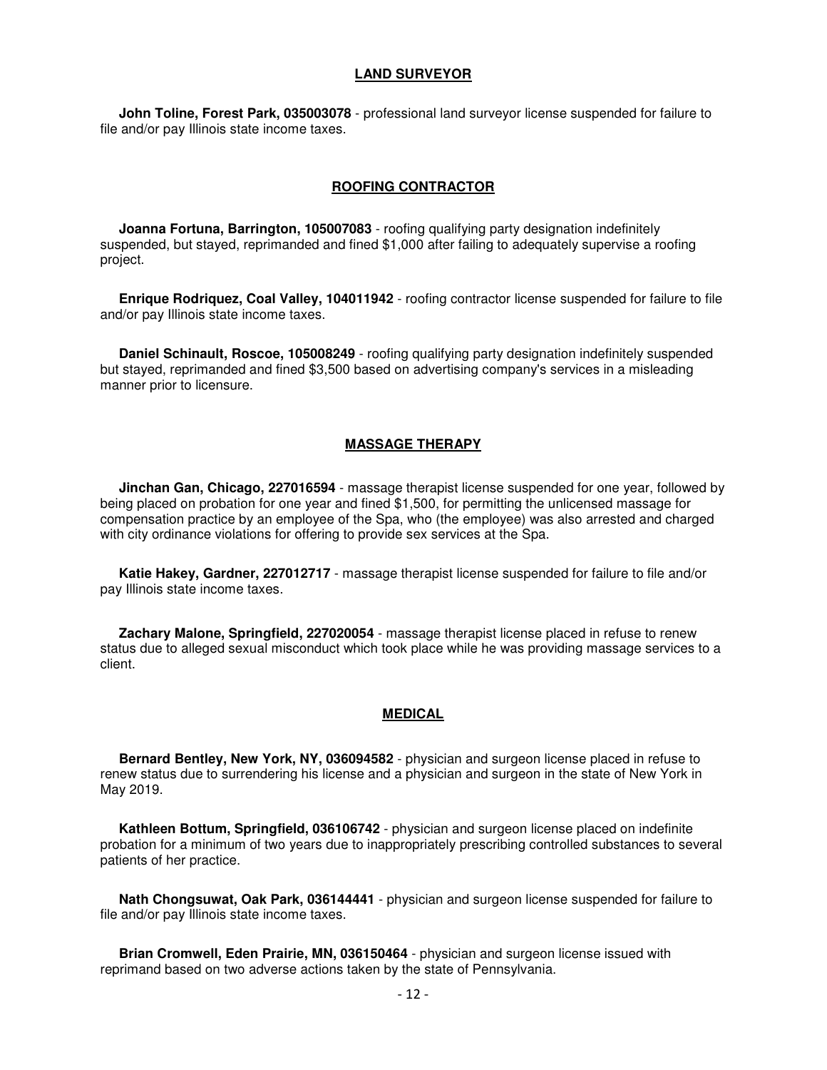## LAND SURVEYOR

**John Toline, Forest Park, 035003078** - professional land surveyor license suspended for failure to file and/or pay Illinois state income taxes.

## ROOFING CONTRACTOR

**Joanna Fortuna, Barrington, 105007083** - roofing qualifying party designation indefinitely suspended, but stayed, reprimanded and fined $1,000 after failing to adequately supervise a roofing project.

**Enrique Rodriquez, Coal Valley, 104011942** - roofing contractor license suspended for failure to file and/or pay Illinois state income taxes.

**Daniel Schinault, Roscoe, 105008249** - roofing qualifying party designation indefinitely suspended but stayed, reprimanded and fined $3,500 based on advertising company's services in a misleading manner prior to licensure.

## MASSAGE THERAPY

**Jinchan Gan, Chicago, 227016594** - massage therapist license suspended for one year, followed by being placed on probation for one year and fined $1,500, for permitting the unlicensed massage for compensation practice by an employee of the Spa, who (the employee) was also arrested and charged with city ordinance violations for offering to provide sex services at the Spa.

**Katie Hakey, Gardner, 227012717** - massage therapist license suspended for failure to file and/or pay Illinois state income taxes.

**Zachary Malone, Springfield, 227020054** - massage therapist license placed in refuse to renew status due to alleged sexual misconduct which took place while he was providing massage services to a client.

## MEDICAL

**Bernard Bentley, New York, NY, 036094582** - physician and surgeon license placed in refuse to renew status due to surrendering his license and a physician and surgeon in the state of New York in May 2019.

**Kathleen Bottum, Springfield, 036106742** - physician and surgeon license placed on indefinite probation for a minimum of two years due to inappropriately prescribing controlled substances to several patients of her practice.

**Nath Chongsuwat, Oak Park, 036144441** - physician and surgeon license suspended for failure to file and/or pay Illinois state income taxes.

**Brian Cromwell, Eden Prairie, MN, 036150464** - physician and surgeon license issued with reprimand based on two adverse actions taken by the state of Pennsylvania.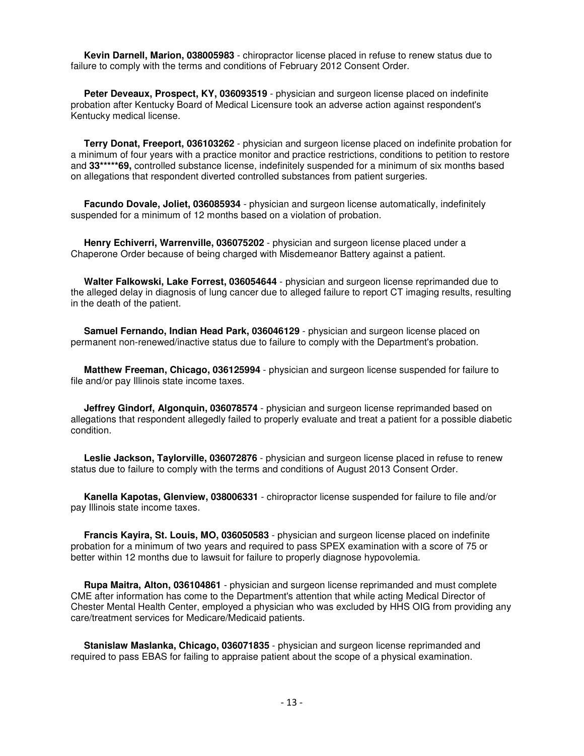**Kevin Darnell, Marion, 038005983** - chiropractor license placed in refuse to renew status due to failure to comply with the terms and conditions of February 2012 Consent Order.

**Peter Deveaux, Prospect, KY, 036093519** - physician and surgeon license placed on indefinite probation after Kentucky Board of Medical Licensure took an adverse action against respondent's Kentucky medical license.

**Terry Donat, Freeport, 036103262** - physician and surgeon license placed on indefinite probation for a minimum of four years with a practice monitor and practice restrictions, conditions to petition to restore and **33*****69,** controlled substance license, indefinitely suspended for a minimum of six months based on allegations that respondent diverted controlled substances from patient surgeries.

**Facundo Dovale, Joliet, 036085934** - physician and surgeon license automatically, indefinitely suspended for a minimum of 12 months based on a violation of probation.

**Henry Echiverri, Warrenville, 036075202** - physician and surgeon license placed under a Chaperone Order because of being charged with Misdemeanor Battery against a patient.

**Walter Falkowski, Lake Forrest, 036054644** - physician and surgeon license reprimanded due to the alleged delay in diagnosis of lung cancer due to alleged failure to report CT imaging results, resulting in the death of the patient.

**Samuel Fernando, Indian Head Park, 036046129** - physician and surgeon license placed on permanent non-renewed/inactive status due to failure to comply with the Department's probation.

**Matthew Freeman, Chicago, 036125994** - physician and surgeon license suspended for failure to file and/or pay Illinois state income taxes.

**Jeffrey Gindorf, Algonquin, 036078574** - physician and surgeon license reprimanded based on allegations that respondent allegedly failed to properly evaluate and treat a patient for a possible diabetic condition.

**Leslie Jackson, Taylorville, 036072876** - physician and surgeon license placed in refuse to renew status due to failure to comply with the terms and conditions of August 2013 Consent Order.

**Kanella Kapotas, Glenview, 038006331** - chiropractor license suspended for failure to file and/or pay Illinois state income taxes.

**Francis Kayira, St. Louis, MO, 036050583** - physician and surgeon license placed on indefinite probation for a minimum of two years and required to pass SPEX examination with a score of 75 or better within 12 months due to lawsuit for failure to properly diagnose hypovolemia.

**Rupa Maitra, Alton, 036104861** - physician and surgeon license reprimanded and must complete CME after information has come to the Department's attention that while acting Medical Director of Chester Mental Health Center, employed a physician who was excluded by HHS OIG from providing any care/treatment services for Medicare/Medicaid patients.

**Stanislaw Maslanka, Chicago, 036071835** - physician and surgeon license reprimanded and required to pass EBAS for failing to appraise patient about the scope of a physical examination.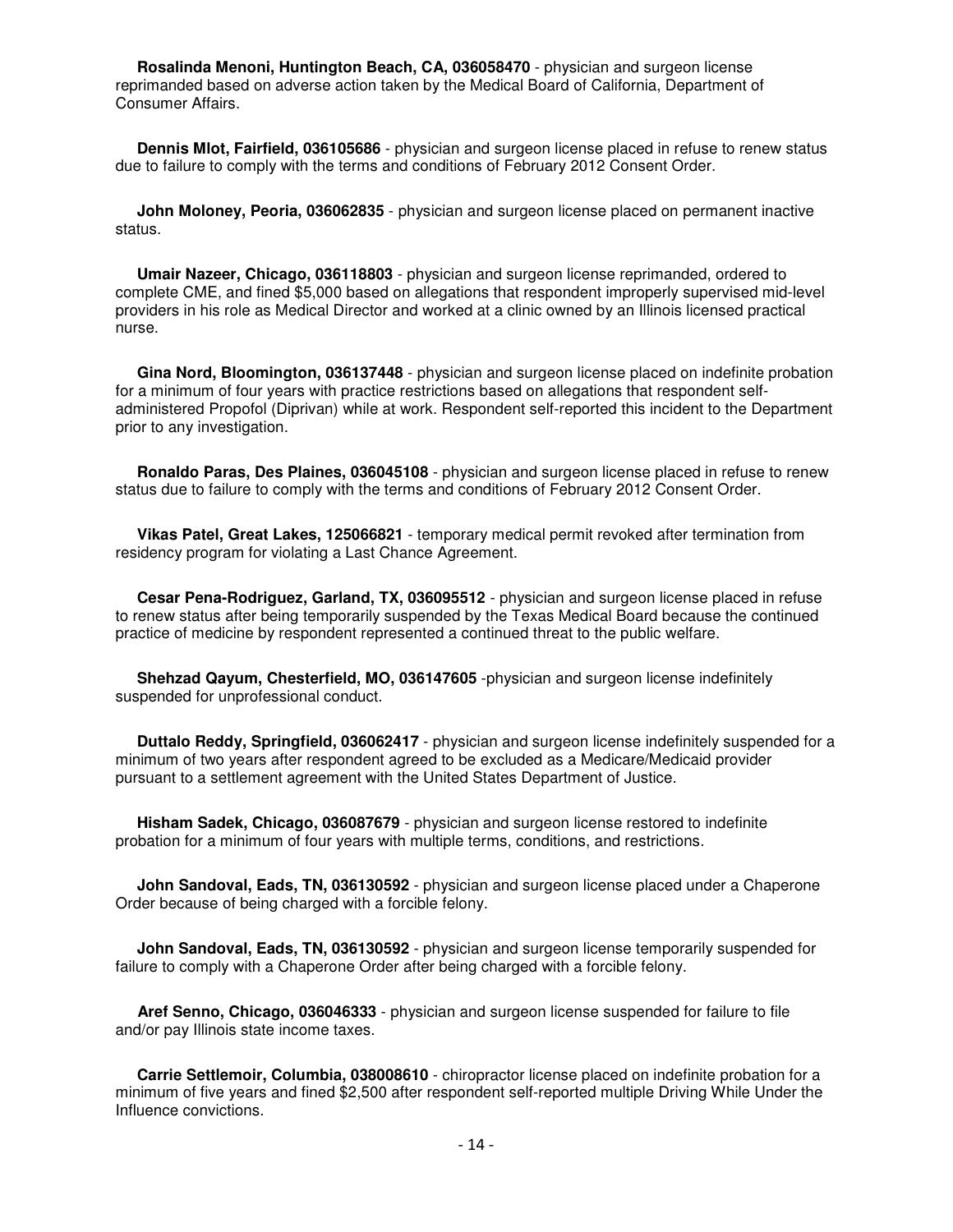**Rosalinda Menoni, Huntington Beach, CA, 036058470** - physician and surgeon license reprimanded based on adverse action taken by the Medical Board of California, Department of Consumer Affairs.

**Dennis Mlot, Fairfield, 036105686** - physician and surgeon license placed in refuse to renew status due to failure to comply with the terms and conditions of February 2012 Consent Order.

**John Moloney, Peoria, 036062835** - physician and surgeon license placed on permanent inactive status.

**Umair Nazeer, Chicago, 036118803** - physician and surgeon license reprimanded, ordered to complete CME, and fined $5,000 based on allegations that respondent improperly supervised mid-level providers in his role as Medical Director and worked at a clinic owned by an Illinois licensed practical nurse.

**Gina Nord, Bloomington, 036137448** - physician and surgeon license placed on indefinite probation for a minimum of four years with practice restrictions based on allegations that respondent self-administered Propofol (Diprivan) while at work. Respondent self-reported this incident to the Department prior to any investigation.

**Ronaldo Paras, Des Plaines, 036045108** - physician and surgeon license placed in refuse to renew status due to failure to comply with the terms and conditions of February 2012 Consent Order.

**Vikas Patel, Great Lakes, 125066821** - temporary medical permit revoked after termination from residency program for violating a Last Chance Agreement.

**Cesar Pena-Rodriguez, Garland, TX, 036095512** - physician and surgeon license placed in refuse to renew status after being temporarily suspended by the Texas Medical Board because the continued practice of medicine by respondent represented a continued threat to the public welfare.

**Shehzad Qayum, Chesterfield, MO, 036147605** -physician and surgeon license indefinitely suspended for unprofessional conduct.

**Duttalo Reddy, Springfield, 036062417** - physician and surgeon license indefinitely suspended for a minimum of two years after respondent agreed to be excluded as a Medicare/Medicaid provider pursuant to a settlement agreement with the United States Department of Justice.

**Hisham Sadek, Chicago, 036087679** - physician and surgeon license restored to indefinite probation for a minimum of four years with multiple terms, conditions, and restrictions.

**John Sandoval, Eads, TN, 036130592** - physician and surgeon license placed under a Chaperone Order because of being charged with a forcible felony.

**John Sandoval, Eads, TN, 036130592** - physician and surgeon license temporarily suspended for failure to comply with a Chaperone Order after being charged with a forcible felony.

**Aref Senno, Chicago, 036046333** - physician and surgeon license suspended for failure to file and/or pay Illinois state income taxes.

**Carrie Settlemoir, Columbia, 038008610** - chiropractor license placed on indefinite probation for a minimum of five years and fined $2,500 after respondent self-reported multiple Driving While Under the Influence convictions.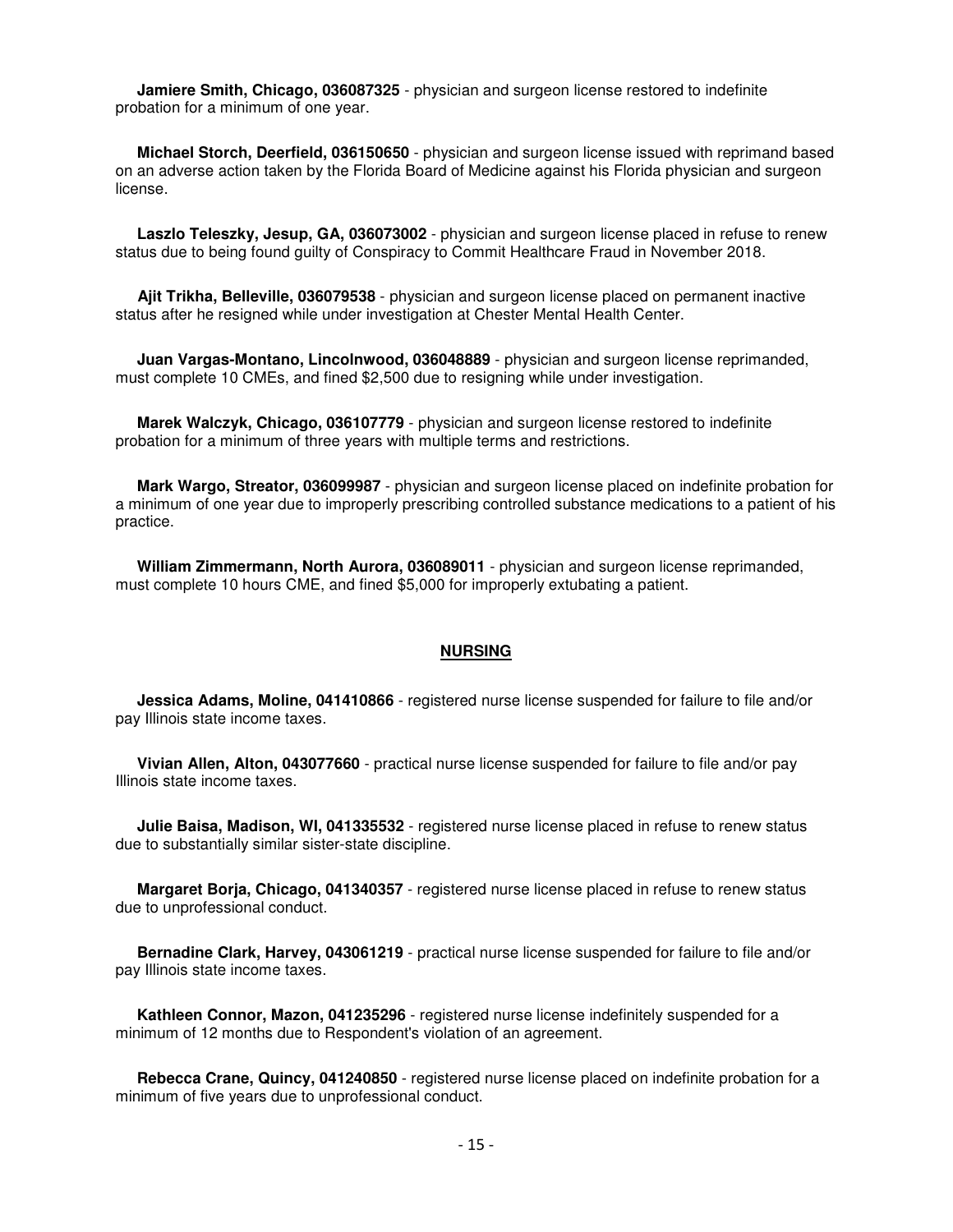**Jamiere Smith, Chicago, 036087325** - physician and surgeon license restored to indefinite probation for a minimum of one year.

**Michael Storch, Deerfield, 036150650** - physician and surgeon license issued with reprimand based on an adverse action taken by the Florida Board of Medicine against his Florida physician and surgeon license.

**Laszlo Teleszky, Jesup, GA, 036073002** - physician and surgeon license placed in refuse to renew status due to being found guilty of Conspiracy to Commit Healthcare Fraud in November 2018.

**Ajit Trikha, Belleville, 036079538** - physician and surgeon license placed on permanent inactive status after he resigned while under investigation at Chester Mental Health Center.

**Juan Vargas-Montano, Lincolnwood, 036048889** - physician and surgeon license reprimanded, must complete 10 CMEs, and fined $2,500 due to resigning while under investigation.

**Marek Walczyk, Chicago, 036107779** - physician and surgeon license restored to indefinite probation for a minimum of three years with multiple terms and restrictions.

**Mark Wargo, Streator, 036099987** - physician and surgeon license placed on indefinite probation for a minimum of one year due to improperly prescribing controlled substance medications to a patient of his practice.

**William Zimmermann, North Aurora, 036089011** - physician and surgeon license reprimanded, must complete 10 hours CME, and fined $5,000 for improperly extubating a patient.

## NURSING

**Jessica Adams, Moline, 041410866** - registered nurse license suspended for failure to file and/or pay Illinois state income taxes.

**Vivian Allen, Alton, 043077660** - practical nurse license suspended for failure to file and/or pay Illinois state income taxes.

**Julie Baisa, Madison, WI, 041335532** - registered nurse license placed in refuse to renew status due to substantially similar sister-state discipline.

**Margaret Borja, Chicago, 041340357** - registered nurse license placed in refuse to renew status due to unprofessional conduct.

**Bernadine Clark, Harvey, 043061219** - practical nurse license suspended for failure to file and/or pay Illinois state income taxes.

**Kathleen Connor, Mazon, 041235296** - registered nurse license indefinitely suspended for a minimum of 12 months due to Respondent's violation of an agreement.

**Rebecca Crane, Quincy, 041240850** - registered nurse license placed on indefinite probation for a minimum of five years due to unprofessional conduct.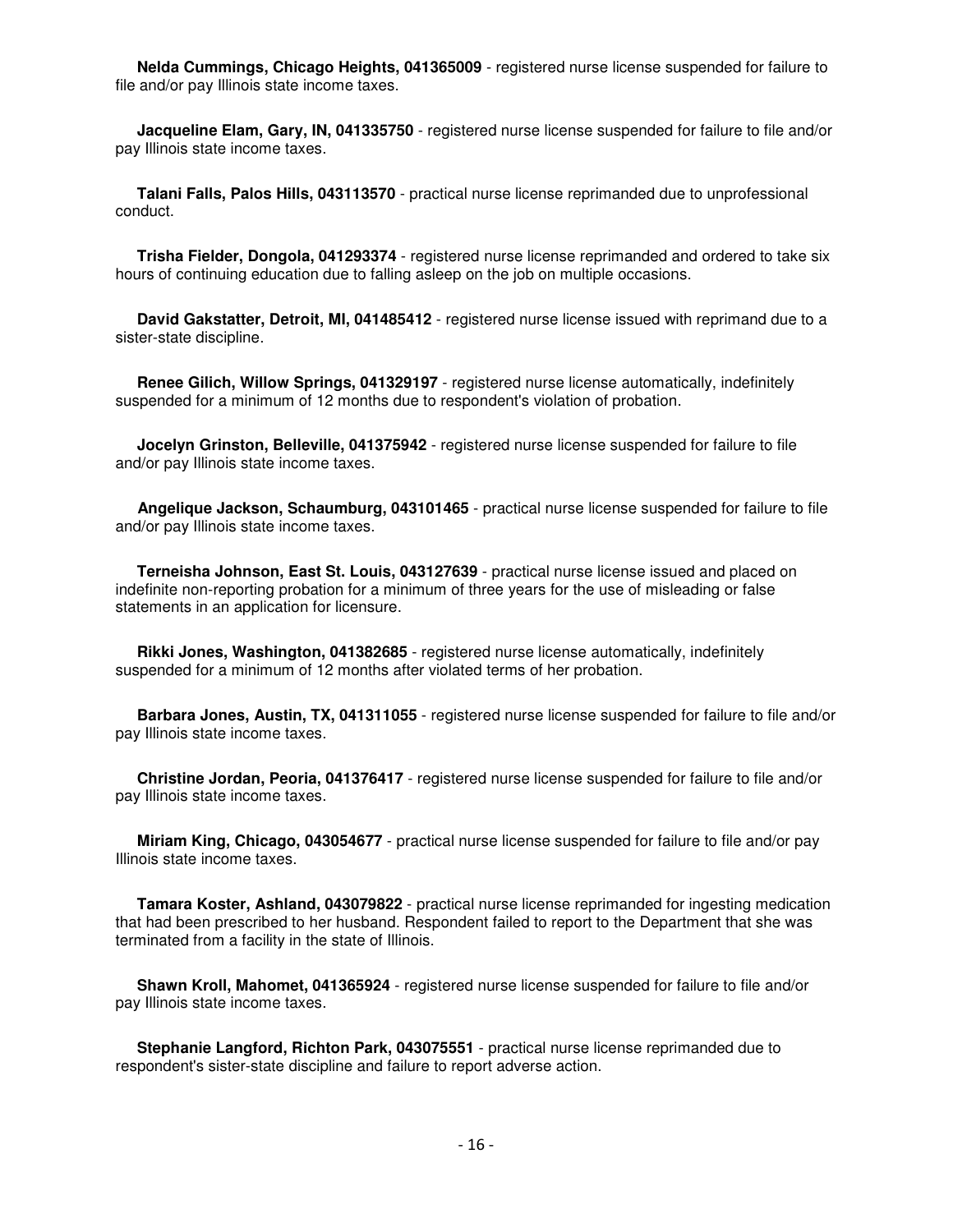**Nelda Cummings, Chicago Heights, 041365009** - registered nurse license suspended for failure to file and/or pay Illinois state income taxes.

**Jacqueline Elam, Gary, IN, 041335750** - registered nurse license suspended for failure to file and/or pay Illinois state income taxes.

**Talani Falls, Palos Hills, 043113570** - practical nurse license reprimanded due to unprofessional conduct.

**Trisha Fielder, Dongola, 041293374** - registered nurse license reprimanded and ordered to take six hours of continuing education due to falling asleep on the job on multiple occasions.

**David Gakstatter, Detroit, MI, 041485412** - registered nurse license issued with reprimand due to a sister-state discipline.

**Renee Gilich, Willow Springs, 041329197** - registered nurse license automatically, indefinitely suspended for a minimum of 12 months due to respondent's violation of probation.

**Jocelyn Grinston, Belleville, 041375942** - registered nurse license suspended for failure to file and/or pay Illinois state income taxes.

**Angelique Jackson, Schaumburg, 043101465** - practical nurse license suspended for failure to file and/or pay Illinois state income taxes.

**Terneisha Johnson, East St. Louis, 043127639** - practical nurse license issued and placed on indefinite non-reporting probation for a minimum of three years for the use of misleading or false statements in an application for licensure.

**Rikki Jones, Washington, 041382685** - registered nurse license automatically, indefinitely suspended for a minimum of 12 months after violated terms of her probation.

**Barbara Jones, Austin, TX, 041311055** - registered nurse license suspended for failure to file and/or pay Illinois state income taxes.

**Christine Jordan, Peoria, 041376417** - registered nurse license suspended for failure to file and/or pay Illinois state income taxes.

**Miriam King, Chicago, 043054677** - practical nurse license suspended for failure to file and/or pay Illinois state income taxes.

**Tamara Koster, Ashland, 043079822** - practical nurse license reprimanded for ingesting medication that had been prescribed to her husband. Respondent failed to report to the Department that she was terminated from a facility in the state of Illinois.

**Shawn Kroll, Mahomet, 041365924** - registered nurse license suspended for failure to file and/or pay Illinois state income taxes.

**Stephanie Langford, Richton Park, 043075551** - practical nurse license reprimanded due to respondent's sister-state discipline and failure to report adverse action.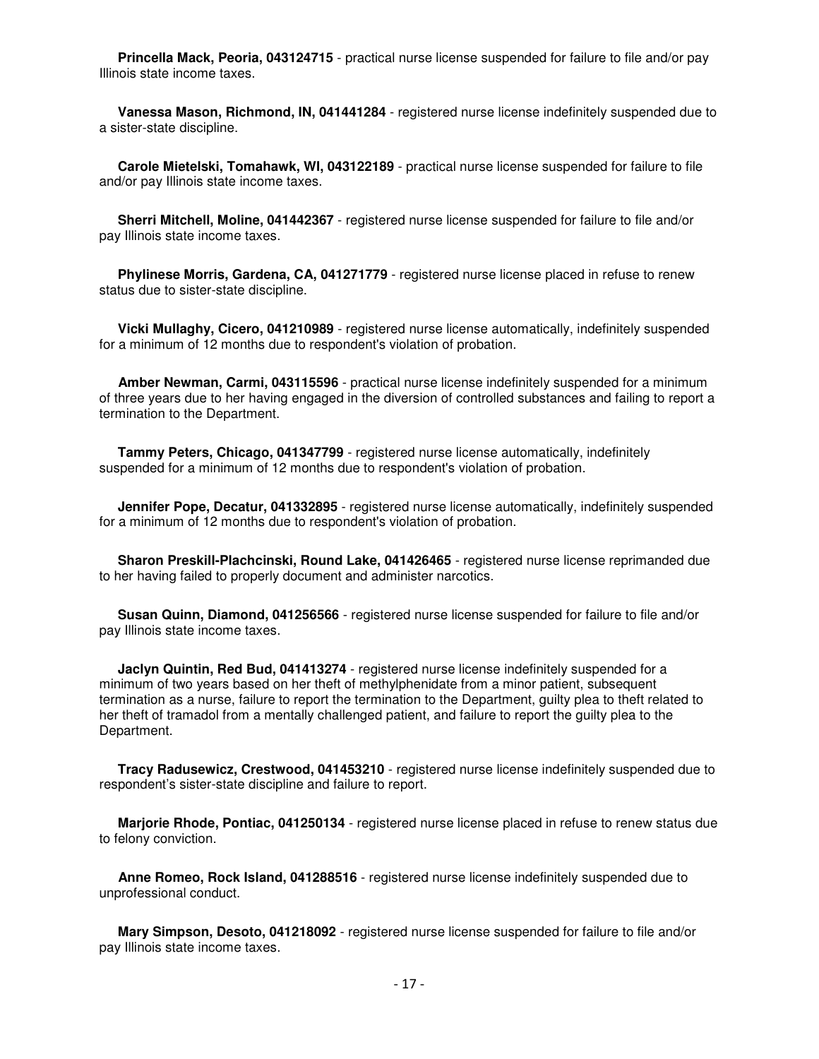**Princella Mack, Peoria, 043124715** - practical nurse license suspended for failure to file and/or pay Illinois state income taxes.

**Vanessa Mason, Richmond, IN, 041441284** - registered nurse license indefinitely suspended due to a sister-state discipline.

**Carole Mietelski, Tomahawk, WI, 043122189** - practical nurse license suspended for failure to file and/or pay Illinois state income taxes.

**Sherri Mitchell, Moline, 041442367** - registered nurse license suspended for failure to file and/or pay Illinois state income taxes.

**Phylinese Morris, Gardena, CA, 041271779** - registered nurse license placed in refuse to renew status due to sister-state discipline.

**Vicki Mullaghy, Cicero, 041210989** - registered nurse license automatically, indefinitely suspended for a minimum of 12 months due to respondent's violation of probation.

**Amber Newman, Carmi, 043115596** - practical nurse license indefinitely suspended for a minimum of three years due to her having engaged in the diversion of controlled substances and failing to report a termination to the Department.

**Tammy Peters, Chicago, 041347799** - registered nurse license automatically, indefinitely suspended for a minimum of 12 months due to respondent's violation of probation.

**Jennifer Pope, Decatur, 041332895** - registered nurse license automatically, indefinitely suspended for a minimum of 12 months due to respondent's violation of probation.

**Sharon Preskill-Plachcinski, Round Lake, 041426465** - registered nurse license reprimanded due to her having failed to properly document and administer narcotics.

**Susan Quinn, Diamond, 041256566** - registered nurse license suspended for failure to file and/or pay Illinois state income taxes.

**Jaclyn Quintin, Red Bud, 041413274** - registered nurse license indefinitely suspended for a minimum of two years based on her theft of methylphenidate from a minor patient, subsequent termination as a nurse, failure to report the termination to the Department, guilty plea to theft related to her theft of tramadol from a mentally challenged patient, and failure to report the guilty plea to the Department.

**Tracy Radusewicz, Crestwood, 041453210** - registered nurse license indefinitely suspended due to respondent's sister-state discipline and failure to report.

**Marjorie Rhode, Pontiac, 041250134** - registered nurse license placed in refuse to renew status due to felony conviction.

**Anne Romeo, Rock Island, 041288516** - registered nurse license indefinitely suspended due to unprofessional conduct.

**Mary Simpson, Desoto, 041218092** - registered nurse license suspended for failure to file and/or pay Illinois state income taxes.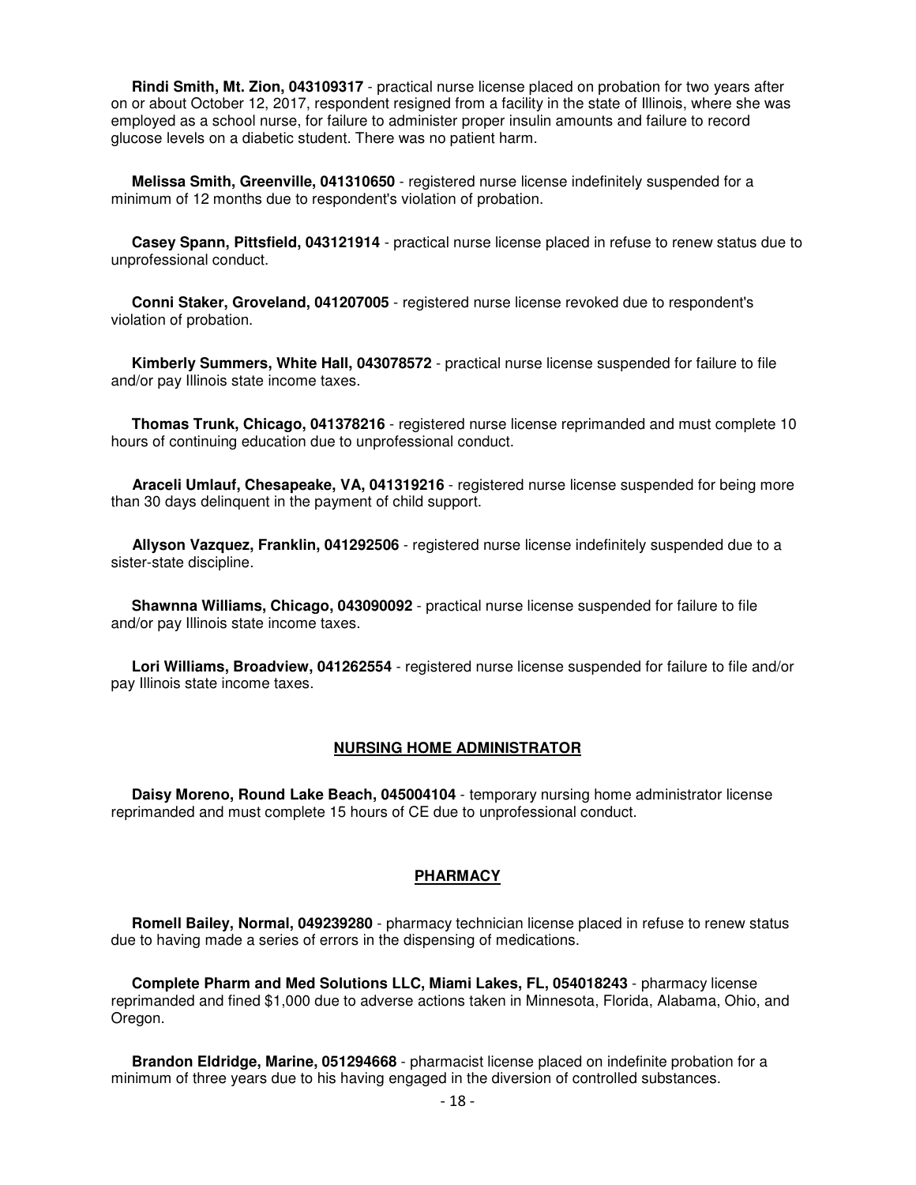**Rindi Smith, Mt. Zion, 043109317** - practical nurse license placed on probation for two years after on or about October 12, 2017, respondent resigned from a facility in the state of Illinois, where she was employed as a school nurse, for failure to administer proper insulin amounts and failure to record glucose levels on a diabetic student. There was no patient harm.

**Melissa Smith, Greenville, 041310650** - registered nurse license indefinitely suspended for a minimum of 12 months due to respondent's violation of probation.

**Casey Spann, Pittsfield, 043121914** - practical nurse license placed in refuse to renew status due to unprofessional conduct.

**Conni Staker, Groveland, 041207005** - registered nurse license revoked due to respondent's violation of probation.

**Kimberly Summers, White Hall, 043078572** - practical nurse license suspended for failure to file and/or pay Illinois state income taxes.

**Thomas Trunk, Chicago, 041378216** - registered nurse license reprimanded and must complete 10 hours of continuing education due to unprofessional conduct.

**Araceli Umlauf, Chesapeake, VA, 041319216** - registered nurse license suspended for being more than 30 days delinquent in the payment of child support.

**Allyson Vazquez, Franklin, 041292506** - registered nurse license indefinitely suspended due to a sister-state discipline.

**Shawnna Williams, Chicago, 043090092** - practical nurse license suspended for failure to file and/or pay Illinois state income taxes.

**Lori Williams, Broadview, 041262554** - registered nurse license suspended for failure to file and/or pay Illinois state income taxes.

## NURSING HOME ADMINISTRATOR

**Daisy Moreno, Round Lake Beach, 045004104** - temporary nursing home administrator license reprimanded and must complete 15 hours of CE due to unprofessional conduct.

## PHARMACY

**Romell Bailey, Normal, 049239280** - pharmacy technician license placed in refuse to renew status due to having made a series of errors in the dispensing of medications.

**Complete Pharm and Med Solutions LLC, Miami Lakes, FL, 054018243** - pharmacy license reprimanded and fined $1,000 due to adverse actions taken in Minnesota, Florida, Alabama, Ohio, and Oregon.

**Brandon Eldridge, Marine, 051294668** - pharmacist license placed on indefinite probation for a minimum of three years due to his having engaged in the diversion of controlled substances.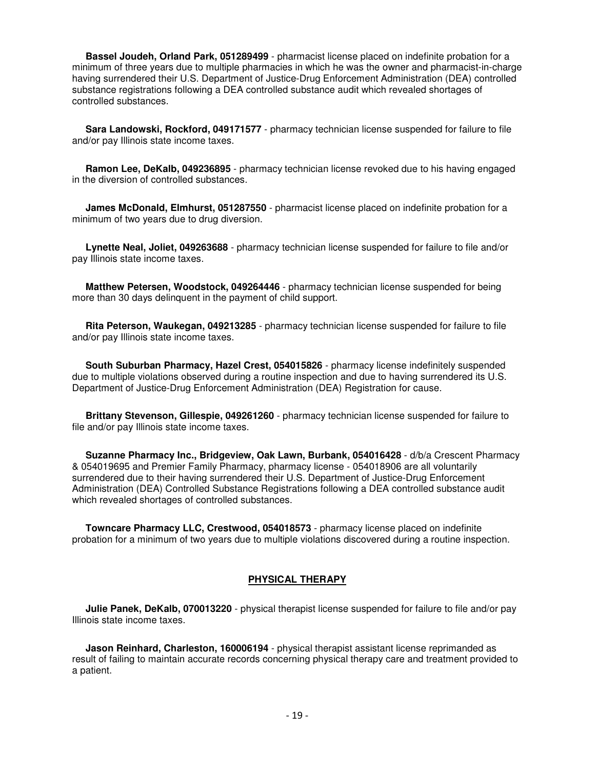**Bassel Joudeh, Orland Park, 051289499** - pharmacist license placed on indefinite probation for a minimum of three years due to multiple pharmacies in which he was the owner and pharmacist-in-charge having surrendered their U.S. Department of Justice-Drug Enforcement Administration (DEA) controlled substance registrations following a DEA controlled substance audit which revealed shortages of controlled substances.

**Sara Landowski, Rockford, 049171577** - pharmacy technician license suspended for failure to file and/or pay Illinois state income taxes.

**Ramon Lee, DeKalb, 049236895** - pharmacy technician license revoked due to his having engaged in the diversion of controlled substances.

**James McDonald, Elmhurst, 051287550** - pharmacist license placed on indefinite probation for a minimum of two years due to drug diversion.

**Lynette Neal, Joliet, 049263688** - pharmacy technician license suspended for failure to file and/or pay Illinois state income taxes.

**Matthew Petersen, Woodstock, 049264446** - pharmacy technician license suspended for being more than 30 days delinquent in the payment of child support.

**Rita Peterson, Waukegan, 049213285** - pharmacy technician license suspended for failure to file and/or pay Illinois state income taxes.

**South Suburban Pharmacy, Hazel Crest, 054015826** - pharmacy license indefinitely suspended due to multiple violations observed during a routine inspection and due to having surrendered its U.S. Department of Justice-Drug Enforcement Administration (DEA) Registration for cause.

**Brittany Stevenson, Gillespie, 049261260** - pharmacy technician license suspended for failure to file and/or pay Illinois state income taxes.

**Suzanne Pharmacy Inc., Bridgeview, Oak Lawn, Burbank, 054016428** - d/b/a Crescent Pharmacy & 054019695 and Premier Family Pharmacy, pharmacy license - 054018906 are all voluntarily surrendered due to their having surrendered their U.S. Department of Justice-Drug Enforcement Administration (DEA) Controlled Substance Registrations following a DEA controlled substance audit which revealed shortages of controlled substances.

**Towncare Pharmacy LLC, Crestwood, 054018573** - pharmacy license placed on indefinite probation for a minimum of two years due to multiple violations discovered during a routine inspection.

## PHYSICAL THERAPY

**Julie Panek, DeKalb, 070013220** - physical therapist license suspended for failure to file and/or pay Illinois state income taxes.

**Jason Reinhard, Charleston, 160006194** - physical therapist assistant license reprimanded as result of failing to maintain accurate records concerning physical therapy care and treatment provided to a patient.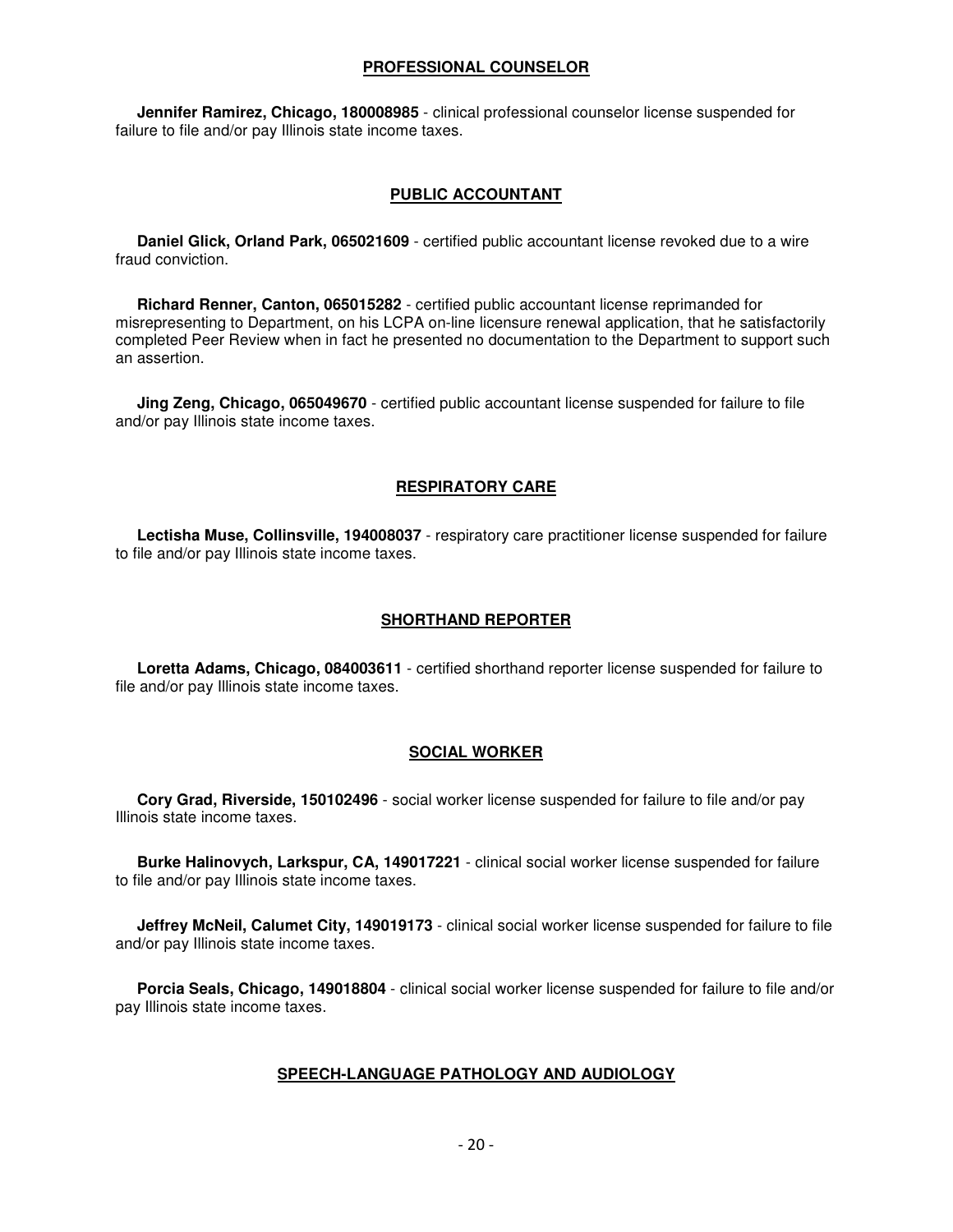## PROFESSIONAL COUNSELOR

**Jennifer Ramirez, Chicago, 180008985** - clinical professional counselor license suspended for failure to file and/or pay Illinois state income taxes.

## PUBLIC ACCOUNTANT

**Daniel Glick, Orland Park, 065021609** - certified public accountant license revoked due to a wire fraud conviction.

**Richard Renner, Canton, 065015282** - certified public accountant license reprimanded for misrepresenting to Department, on his LCPA on-line licensure renewal application, that he satisfactorily completed Peer Review when in fact he presented no documentation to the Department to support such an assertion.

**Jing Zeng, Chicago, 065049670** - certified public accountant license suspended for failure to file and/or pay Illinois state income taxes.

## RESPIRATORY CARE

**Lectisha Muse, Collinsville, 194008037** - respiratory care practitioner license suspended for failure to file and/or pay Illinois state income taxes.

## SHORTHAND REPORTER

**Loretta Adams, Chicago, 084003611** - certified shorthand reporter license suspended for failure to file and/or pay Illinois state income taxes.

## SOCIAL WORKER

**Cory Grad, Riverside, 150102496** - social worker license suspended for failure to file and/or pay Illinois state income taxes.

**Burke Halinovych, Larkspur, CA, 149017221** - clinical social worker license suspended for failure to file and/or pay Illinois state income taxes.

**Jeffrey McNeil, Calumet City, 149019173** - clinical social worker license suspended for failure to file and/or pay Illinois state income taxes.

**Porcia Seals, Chicago, 149018804** - clinical social worker license suspended for failure to file and/or pay Illinois state income taxes.

## SPEECH-LANGUAGE PATHOLOGY AND AUDIOLOGY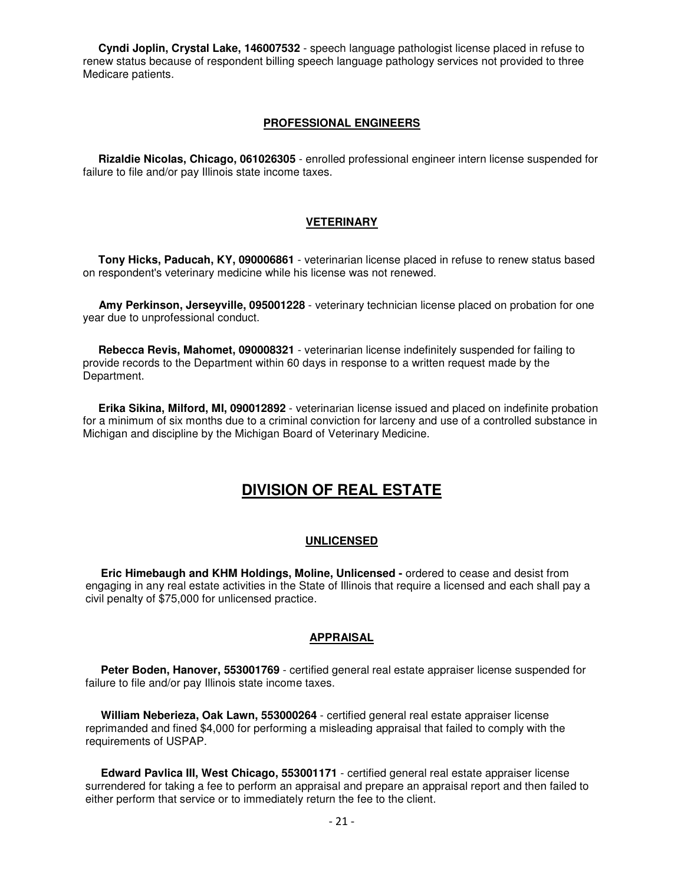**Cyndi Joplin, Crystal Lake, 146007532** - speech language pathologist license placed in refuse to renew status because of respondent billing speech language pathology services not provided to three Medicare patients.

### PROFESSIONAL ENGINEERS

**Rizaldie Nicolas, Chicago, 061026305** - enrolled professional engineer intern license suspended for failure to file and/or pay Illinois state income taxes.

### VETERINARY

**Tony Hicks, Paducah, KY, 090006861** - veterinarian license placed in refuse to renew status based on respondent's veterinary medicine while his license was not renewed.

**Amy Perkinson, Jerseyville, 095001228** - veterinary technician license placed on probation for one year due to unprofessional conduct.

**Rebecca Revis, Mahomet, 090008321** - veterinarian license indefinitely suspended for failing to provide records to the Department within 60 days in response to a written request made by the Department.

**Erika Sikina, Milford, MI, 090012892** - veterinarian license issued and placed on indefinite probation for a minimum of six months due to a criminal conviction for larceny and use of a controlled substance in Michigan and discipline by the Michigan Board of Veterinary Medicine.

## DIVISION OF REAL ESTATE

### UNLICENSED

**Eric Himebaugh and KHM Holdings, Moline, Unlicensed -** ordered to cease and desist from engaging in any real estate activities in the State of Illinois that require a licensed and each shall pay a civil penalty of $75,000 for unlicensed practice.

### APPRAISAL

**Peter Boden, Hanover, 553001769** - certified general real estate appraiser license suspended for failure to file and/or pay Illinois state income taxes.

**William Neberieza, Oak Lawn, 553000264** - certified general real estate appraiser license reprimanded and fined $4,000 for performing a misleading appraisal that failed to comply with the requirements of USPAP.

**Edward Pavlica III, West Chicago, 553001171** - certified general real estate appraiser license surrendered for taking a fee to perform an appraisal and prepare an appraisal report and then failed to either perform that service or to immediately return the fee to the client.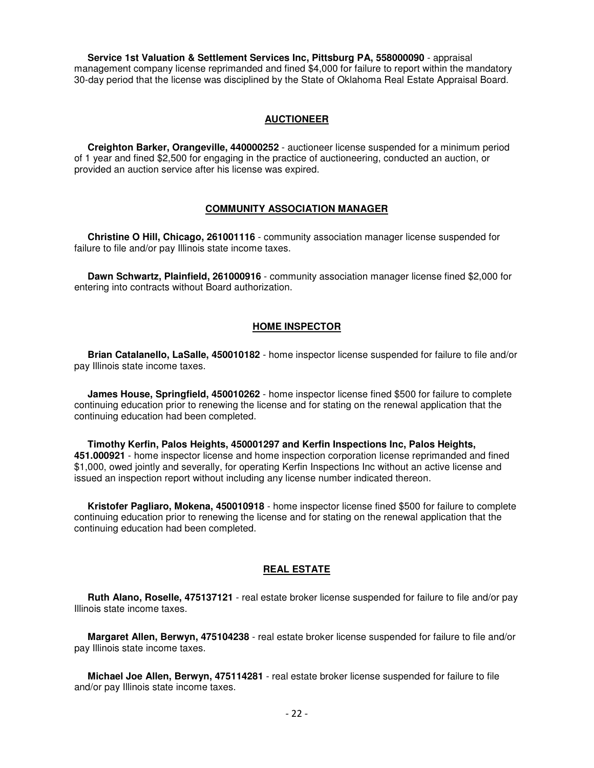**Service 1st Valuation & Settlement Services Inc, Pittsburg PA, 558000090** - appraisal management company license reprimanded and fined $4,000 for failure to report within the mandatory 30-day period that the license was disciplined by the State of Oklahoma Real Estate Appraisal Board.

## AUCTIONEER

**Creighton Barker, Orangeville, 440000252** - auctioneer license suspended for a minimum period of 1 year and fined $2,500 for engaging in the practice of auctioneering, conducted an auction, or provided an auction service after his license was expired.

## COMMUNITY ASSOCIATION MANAGER

**Christine O Hill, Chicago, 261001116** - community association manager license suspended for failure to file and/or pay Illinois state income taxes.

**Dawn Schwartz, Plainfield, 261000916** - community association manager license fined $2,000 for entering into contracts without Board authorization.

## HOME INSPECTOR

**Brian Catalanello, LaSalle, 450010182** - home inspector license suspended for failure to file and/or pay Illinois state income taxes.

**James House, Springfield, 450010262** - home inspector license fined $500 for failure to complete continuing education prior to renewing the license and for stating on the renewal application that the continuing education had been completed.

**Timothy Kerfin, Palos Heights, 450001297 and Kerfin Inspections Inc, Palos Heights, 451.000921** - home inspector license and home inspection corporation license reprimanded and fined $1,000, owed jointly and severally, for operating Kerfin Inspections Inc without an active license and issued an inspection report without including any license number indicated thereon.

**Kristofer Pagliaro, Mokena, 450010918** - home inspector license fined $500 for failure to complete continuing education prior to renewing the license and for stating on the renewal application that the continuing education had been completed.

## REAL ESTATE

**Ruth Alano, Roselle, 475137121** - real estate broker license suspended for failure to file and/or pay Illinois state income taxes.

**Margaret Allen, Berwyn, 475104238** - real estate broker license suspended for failure to file and/or pay Illinois state income taxes.

**Michael Joe Allen, Berwyn, 475114281** - real estate broker license suspended for failure to file and/or pay Illinois state income taxes.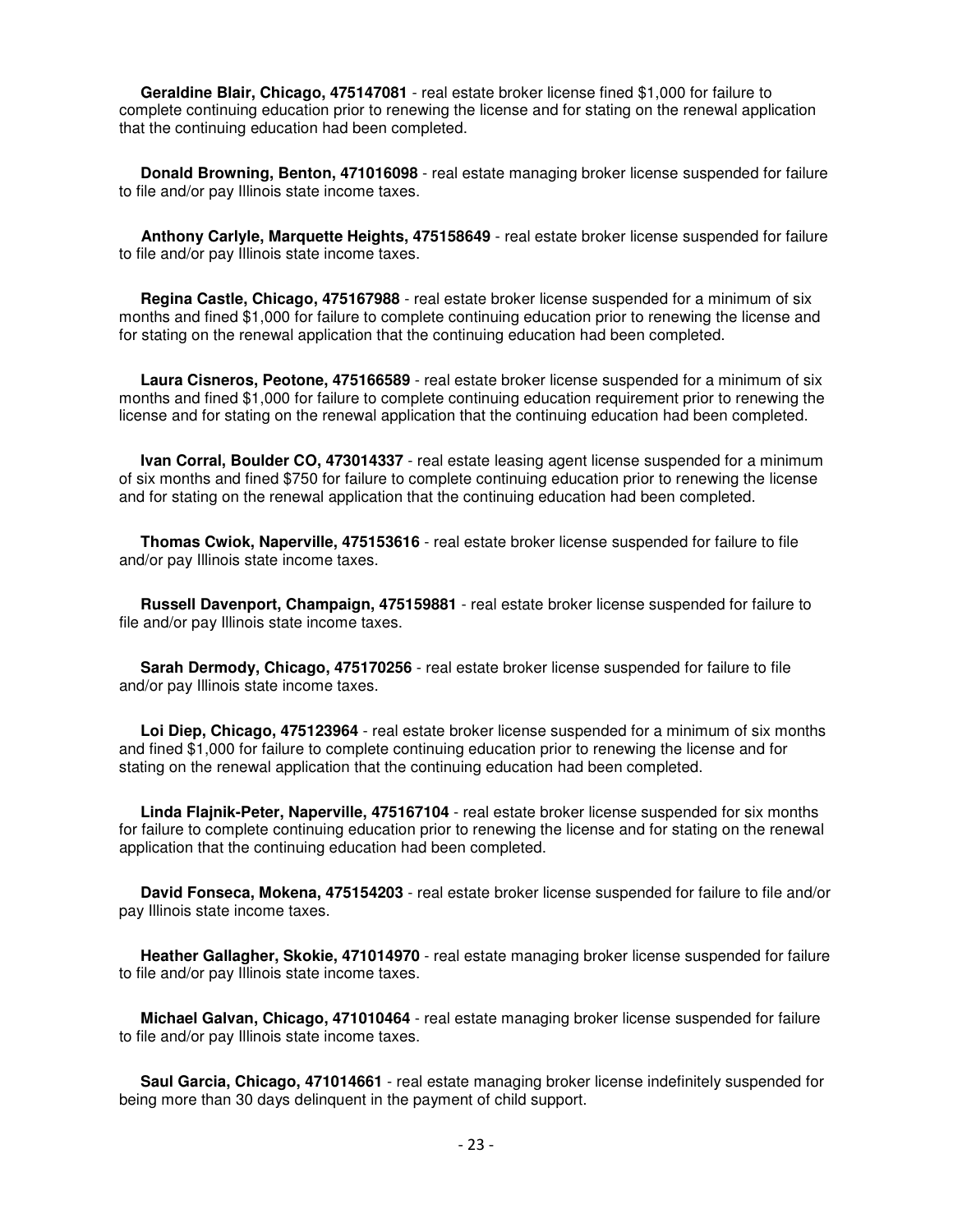**Geraldine Blair, Chicago, 475147081** - real estate broker license fined $1,000 for failure to complete continuing education prior to renewing the license and for stating on the renewal application that the continuing education had been completed.

**Donald Browning, Benton, 471016098** - real estate managing broker license suspended for failure to file and/or pay Illinois state income taxes.

**Anthony Carlyle, Marquette Heights, 475158649** - real estate broker license suspended for failure to file and/or pay Illinois state income taxes.

**Regina Castle, Chicago, 475167988** - real estate broker license suspended for a minimum of six months and fined $1,000 for failure to complete continuing education prior to renewing the license and for stating on the renewal application that the continuing education had been completed.

**Laura Cisneros, Peotone, 475166589** - real estate broker license suspended for a minimum of six months and fined $1,000 for failure to complete continuing education requirement prior to renewing the license and for stating on the renewal application that the continuing education had been completed.

**Ivan Corral, Boulder CO, 473014337** - real estate leasing agent license suspended for a minimum of six months and fined $750 for failure to complete continuing education prior to renewing the license and for stating on the renewal application that the continuing education had been completed.

**Thomas Cwiok, Naperville, 475153616** - real estate broker license suspended for failure to file and/or pay Illinois state income taxes.

**Russell Davenport, Champaign, 475159881** - real estate broker license suspended for failure to file and/or pay Illinois state income taxes.

**Sarah Dermody, Chicago, 475170256** - real estate broker license suspended for failure to file and/or pay Illinois state income taxes.

**Loi Diep, Chicago, 475123964** - real estate broker license suspended for a minimum of six months and fined $1,000 for failure to complete continuing education prior to renewing the license and for stating on the renewal application that the continuing education had been completed.

**Linda Flajnik-Peter, Naperville, 475167104** - real estate broker license suspended for six months for failure to complete continuing education prior to renewing the license and for stating on the renewal application that the continuing education had been completed.

**David Fonseca, Mokena, 475154203** - real estate broker license suspended for failure to file and/or pay Illinois state income taxes.

**Heather Gallagher, Skokie, 471014970** - real estate managing broker license suspended for failure to file and/or pay Illinois state income taxes.

**Michael Galvan, Chicago, 471010464** - real estate managing broker license suspended for failure to file and/or pay Illinois state income taxes.

**Saul Garcia, Chicago, 471014661** - real estate managing broker license indefinitely suspended for being more than 30 days delinquent in the payment of child support.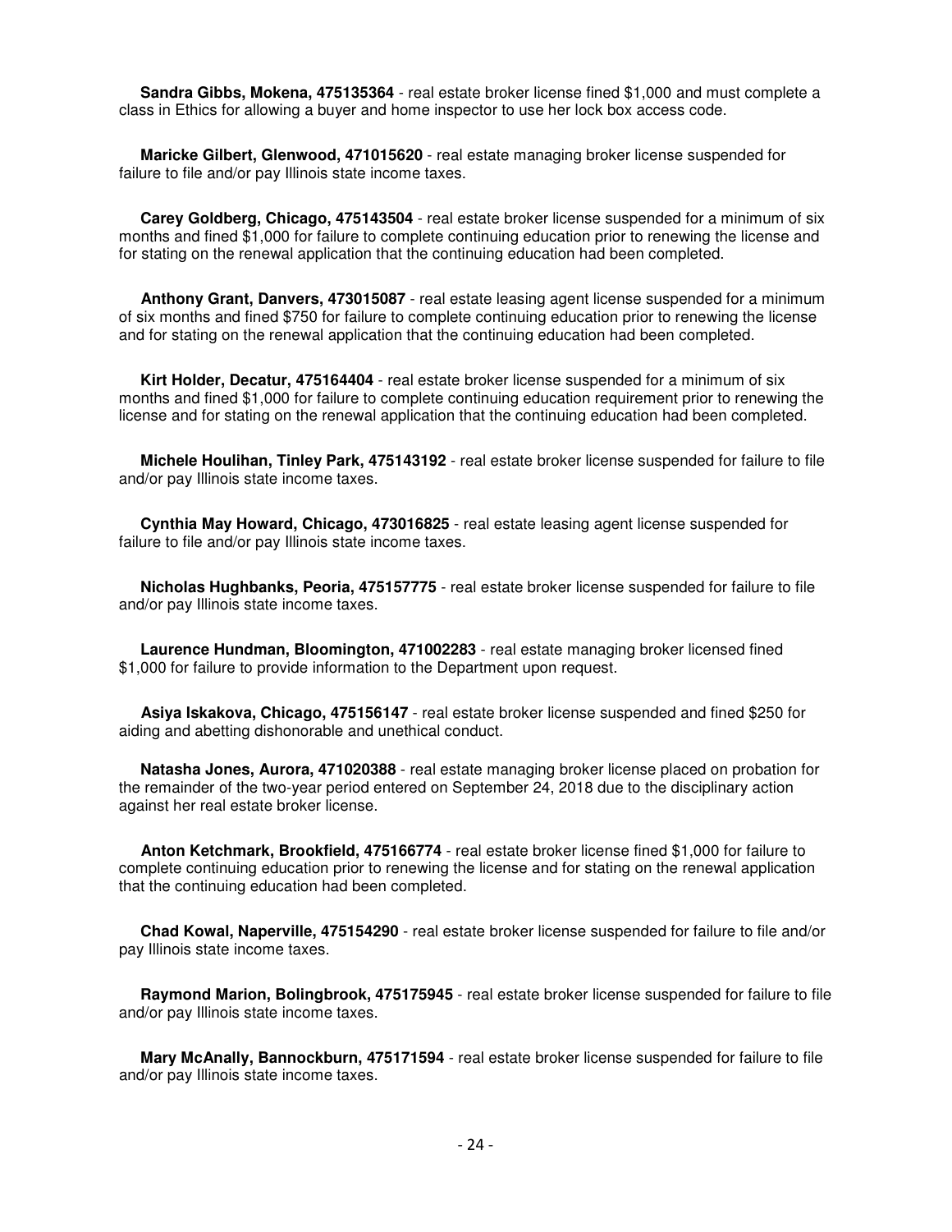**Sandra Gibbs, Mokena, 475135364** - real estate broker license fined $1,000 and must complete a class in Ethics for allowing a buyer and home inspector to use her lock box access code.

**Maricke Gilbert, Glenwood, 471015620** - real estate managing broker license suspended for failure to file and/or pay Illinois state income taxes.

**Carey Goldberg, Chicago, 475143504** - real estate broker license suspended for a minimum of six months and fined $1,000 for failure to complete continuing education prior to renewing the license and for stating on the renewal application that the continuing education had been completed.

**Anthony Grant, Danvers, 473015087** - real estate leasing agent license suspended for a minimum of six months and fined $750 for failure to complete continuing education prior to renewing the license and for stating on the renewal application that the continuing education had been completed.

**Kirt Holder, Decatur, 475164404** - real estate broker license suspended for a minimum of six months and fined $1,000 for failure to complete continuing education requirement prior to renewing the license and for stating on the renewal application that the continuing education had been completed.

**Michele Houlihan, Tinley Park, 475143192** - real estate broker license suspended for failure to file and/or pay Illinois state income taxes.

**Cynthia May Howard, Chicago, 473016825** - real estate leasing agent license suspended for failure to file and/or pay Illinois state income taxes.

**Nicholas Hughbanks, Peoria, 475157775** - real estate broker license suspended for failure to file and/or pay Illinois state income taxes.

**Laurence Hundman, Bloomington, 471002283** - real estate managing broker licensed fined $1,000 for failure to provide information to the Department upon request.

**Asiya Iskakova, Chicago, 475156147** - real estate broker license suspended and fined $250 for aiding and abetting dishonorable and unethical conduct.

**Natasha Jones, Aurora, 471020388** - real estate managing broker license placed on probation for the remainder of the two-year period entered on September 24, 2018 due to the disciplinary action against her real estate broker license.

**Anton Ketchmark, Brookfield, 475166774** - real estate broker license fined $1,000 for failure to complete continuing education prior to renewing the license and for stating on the renewal application that the continuing education had been completed.

**Chad Kowal, Naperville, 475154290** - real estate broker license suspended for failure to file and/or pay Illinois state income taxes.

**Raymond Marion, Bolingbrook, 475175945** - real estate broker license suspended for failure to file and/or pay Illinois state income taxes.

**Mary McAnally, Bannockburn, 475171594** - real estate broker license suspended for failure to file and/or pay Illinois state income taxes.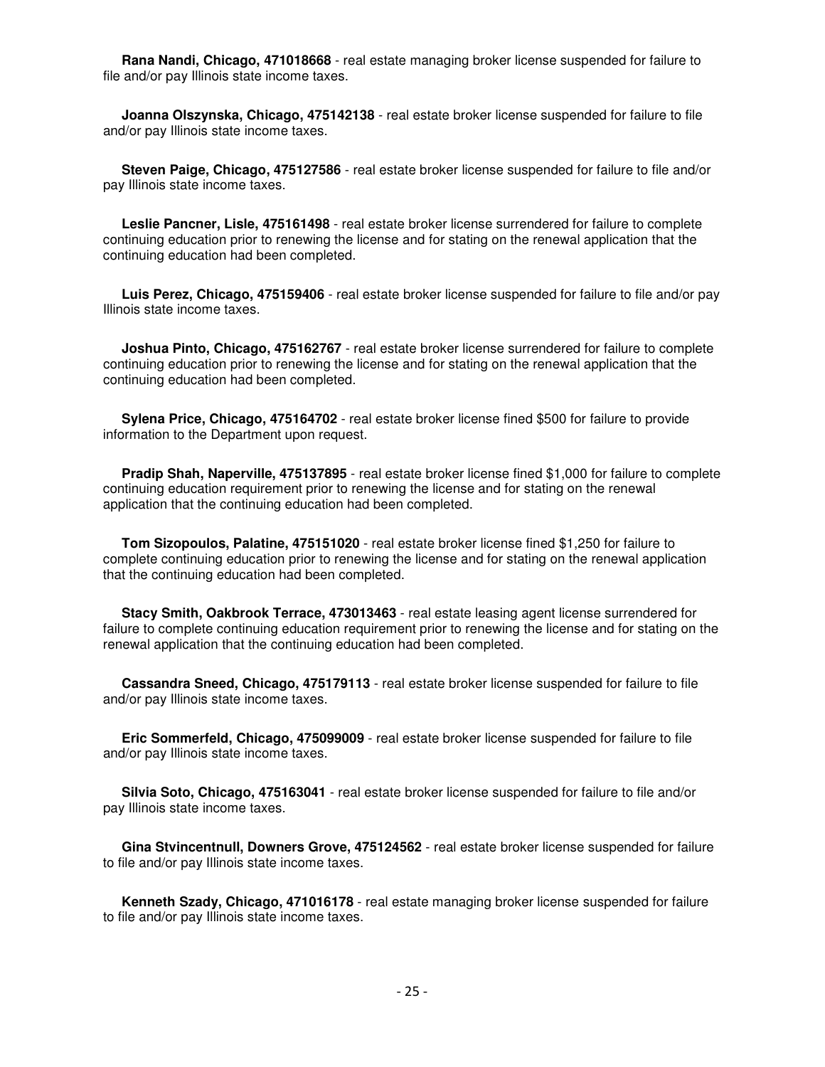**Rana Nandi, Chicago, 471018668** - real estate managing broker license suspended for failure to file and/or pay Illinois state income taxes.

**Joanna Olszynska, Chicago, 475142138** - real estate broker license suspended for failure to file and/or pay Illinois state income taxes.

**Steven Paige, Chicago, 475127586** - real estate broker license suspended for failure to file and/or pay Illinois state income taxes.

**Leslie Pancner, Lisle, 475161498** - real estate broker license surrendered for failure to complete continuing education prior to renewing the license and for stating on the renewal application that the continuing education had been completed.

**Luis Perez, Chicago, 475159406** - real estate broker license suspended for failure to file and/or pay Illinois state income taxes.

**Joshua Pinto, Chicago, 475162767** - real estate broker license surrendered for failure to complete continuing education prior to renewing the license and for stating on the renewal application that the continuing education had been completed.

**Sylena Price, Chicago, 475164702** - real estate broker license fined $500 for failure to provide information to the Department upon request.

**Pradip Shah, Naperville, 475137895** - real estate broker license fined $1,000 for failure to complete continuing education requirement prior to renewing the license and for stating on the renewal application that the continuing education had been completed.

**Tom Sizopoulos, Palatine, 475151020** - real estate broker license fined $1,250 for failure to complete continuing education prior to renewing the license and for stating on the renewal application that the continuing education had been completed.

**Stacy Smith, Oakbrook Terrace, 473013463** - real estate leasing agent license surrendered for failure to complete continuing education requirement prior to renewing the license and for stating on the renewal application that the continuing education had been completed.

**Cassandra Sneed, Chicago, 475179113** - real estate broker license suspended for failure to file and/or pay Illinois state income taxes.

**Eric Sommerfeld, Chicago, 475099009** - real estate broker license suspended for failure to file and/or pay Illinois state income taxes.

**Silvia Soto, Chicago, 475163041** - real estate broker license suspended for failure to file and/or pay Illinois state income taxes.

**Gina Stvincentnull, Downers Grove, 475124562** - real estate broker license suspended for failure to file and/or pay Illinois state income taxes.

**Kenneth Szady, Chicago, 471016178** - real estate managing broker license suspended for failure to file and/or pay Illinois state income taxes.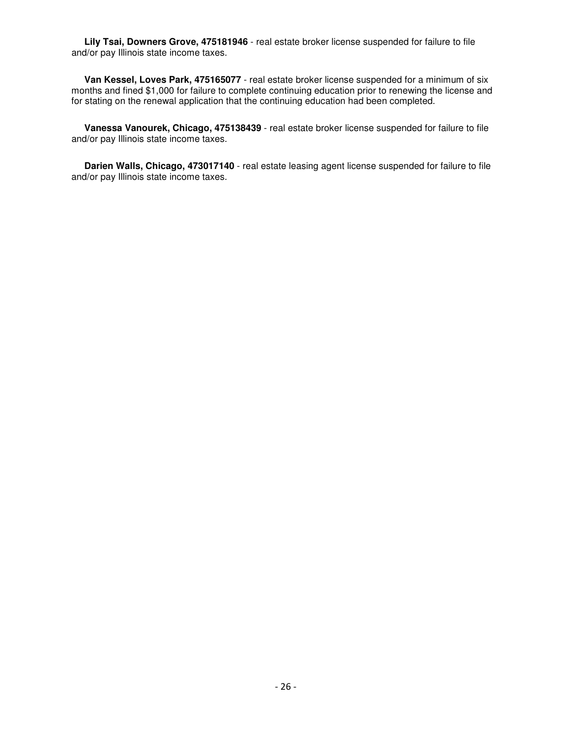**Lily Tsai, Downers Grove, 475181946** - real estate broker license suspended for failure to file and/or pay Illinois state income taxes.

**Van Kessel, Loves Park, 475165077** - real estate broker license suspended for a minimum of six months and fined $1,000 for failure to complete continuing education prior to renewing the license and for stating on the renewal application that the continuing education had been completed.

**Vanessa Vanourek, Chicago, 475138439** - real estate broker license suspended for failure to file and/or pay Illinois state income taxes.

**Darien Walls, Chicago, 473017140** - real estate leasing agent license suspended for failure to file and/or pay Illinois state income taxes.